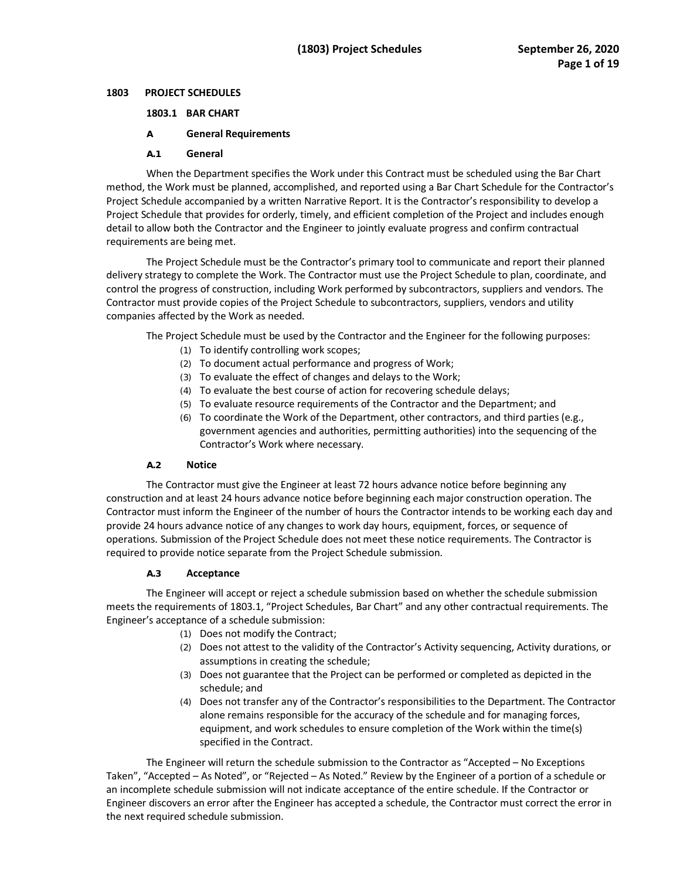# 1803 PROJECT SCHEDULES

## 1803.1 BAR CHART

### A General Requirements

#### A.1 General

When the Department specifies the Work under this Contract must be scheduled using the Bar Chart method, the Work must be planned, accomplished, and reported using a Bar Chart Schedule for the Contractor's Project Schedule accompanied by a written Narrative Report. It is the Contractor's responsibility to develop a Project Schedule that provides for orderly, timely, and efficient completion of the Project and includes enough detail to allow both the Contractor and the Engineer to jointly evaluate progress and confirm contractual requirements are being met.

The Project Schedule must be the Contractor's primary tool to communicate and report their planned delivery strategy to complete the Work. The Contractor must use the Project Schedule to plan, coordinate, and control the progress of construction, including Work performed by subcontractors, suppliers and vendors. The Contractor must provide copies of the Project Schedule to subcontractors, suppliers, vendors and utility companies affected by the Work as needed.

The Project Schedule must be used by the Contractor and the Engineer for the following purposes:

(1) To identify controlling work scopes;
(2) To document actual performance and progress of Work;
(3) To evaluate the effect of changes and delays to the Work;
(4) To evaluate the best course of action for recovering schedule delays;
(5) To evaluate resource requirements of the Contractor and the Department; and
(6) To coordinate the Work of the Department, other contractors, and third parties (e.g., government agencies and authorities, permitting authorities) into the sequencing of the Contractor's Work where necessary.

#### A.2 Notice

The Contractor must give the Engineer at least 72 hours advance notice before beginning any construction and at least 24 hours advance notice before beginning each major construction operation. The Contractor must inform the Engineer of the number of hours the Contractor intends to be working each day and provide 24 hours advance notice of any changes to work day hours, equipment, forces, or sequence of operations. Submission of the Project Schedule does not meet these notice requirements. The Contractor is required to provide notice separate from the Project Schedule submission.

#### A.3 Acceptance

The Engineer will accept or reject a schedule submission based on whether the schedule submission meets the requirements of 1803.1, "Project Schedules, Bar Chart" and any other contractual requirements. The Engineer's acceptance of a schedule submission:

(1) Does not modify the Contract;
(2) Does not attest to the validity of the Contractor's Activity sequencing, Activity durations, or assumptions in creating the schedule;
(3) Does not guarantee that the Project can be performed or completed as depicted in the schedule; and
(4) Does not transfer any of the Contractor's responsibilities to the Department. The Contractor alone remains responsible for the accuracy of the schedule and for managing forces, equipment, and work schedules to ensure completion of the Work within the time(s) specified in the Contract.

The Engineer will return the schedule submission to the Contractor as "Accepted – No Exceptions Taken", "Accepted – As Noted", or "Rejected – As Noted." Review by the Engineer of a portion of a schedule or an incomplete schedule submission will not indicate acceptance of the entire schedule. If the Contractor or Engineer discovers an error after the Engineer has accepted a schedule, the Contractor must correct the error in the next required schedule submission.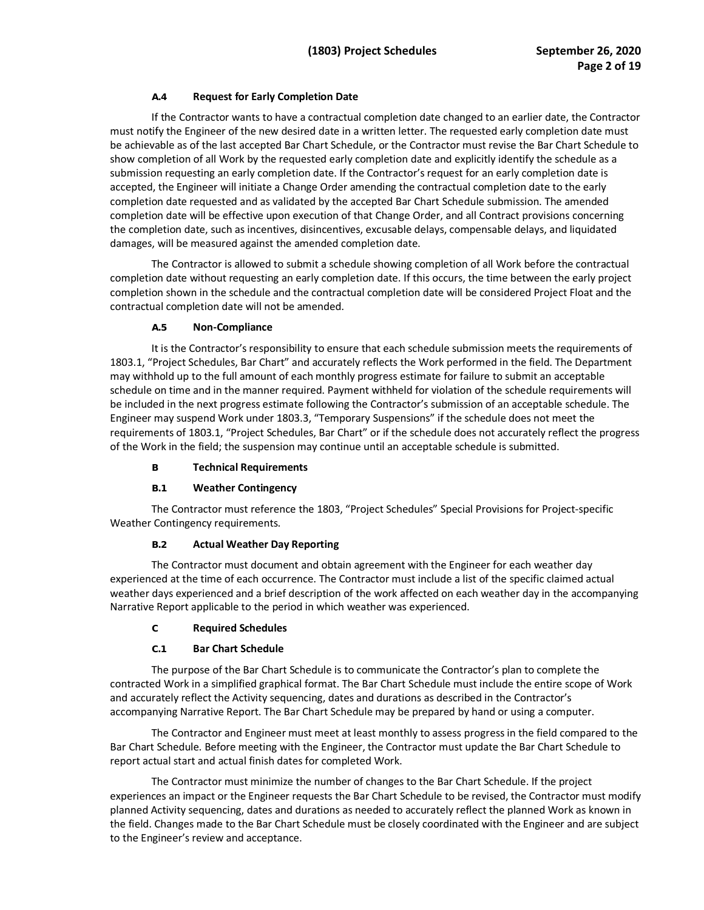#### A.4 Request for Early Completion Date

If the Contractor wants to have a contractual completion date changed to an earlier date, the Contractor must notify the Engineer of the new desired date in a written letter. The requested early completion date must be achievable as of the last accepted Bar Chart Schedule, or the Contractor must revise the Bar Chart Schedule to show completion of all Work by the requested early completion date and explicitly identify the schedule as a submission requesting an early completion date. If the Contractor's request for an early completion date is accepted, the Engineer will initiate a Change Order amending the contractual completion date to the early completion date requested and as validated by the accepted Bar Chart Schedule submission. The amended completion date will be effective upon execution of that Change Order, and all Contract provisions concerning the completion date, such as incentives, disincentives, excusable delays, compensable delays, and liquidated damages, will be measured against the amended completion date.

The Contractor is allowed to submit a schedule showing completion of all Work before the contractual completion date without requesting an early completion date. If this occurs, the time between the early project completion shown in the schedule and the contractual completion date will be considered Project Float and the contractual completion date will not be amended.

#### A.5 Non-Compliance

It is the Contractor's responsibility to ensure that each schedule submission meets the requirements of 1803.1, "Project Schedules, Bar Chart" and accurately reflects the Work performed in the field. The Department may withhold up to the full amount of each monthly progress estimate for failure to submit an acceptable schedule on time and in the manner required. Payment withheld for violation of the schedule requirements will be included in the next progress estimate following the Contractor's submission of an acceptable schedule. The Engineer may suspend Work under 1803.3, "Temporary Suspensions" if the schedule does not meet the requirements of 1803.1, "Project Schedules, Bar Chart" or if the schedule does not accurately reflect the progress of the Work in the field; the suspension may continue until an acceptable schedule is submitted.

### B Technical Requirements

#### B.1 Weather Contingency

The Contractor must reference the 1803, "Project Schedules" Special Provisions for Project-specific Weather Contingency requirements.

#### B.2 Actual Weather Day Reporting

The Contractor must document and obtain agreement with the Engineer for each weather day experienced at the time of each occurrence. The Contractor must include a list of the specific claimed actual weather days experienced and a brief description of the work affected on each weather day in the accompanying Narrative Report applicable to the period in which weather was experienced.

### C Required Schedules

#### C.1 Bar Chart Schedule

The purpose of the Bar Chart Schedule is to communicate the Contractor's plan to complete the contracted Work in a simplified graphical format. The Bar Chart Schedule must include the entire scope of Work and accurately reflect the Activity sequencing, dates and durations as described in the Contractor's accompanying Narrative Report. The Bar Chart Schedule may be prepared by hand or using a computer.

The Contractor and Engineer must meet at least monthly to assess progress in the field compared to the Bar Chart Schedule. Before meeting with the Engineer, the Contractor must update the Bar Chart Schedule to report actual start and actual finish dates for completed Work.

The Contractor must minimize the number of changes to the Bar Chart Schedule. If the project experiences an impact or the Engineer requests the Bar Chart Schedule to be revised, the Contractor must modify planned Activity sequencing, dates and durations as needed to accurately reflect the planned Work as known in the field. Changes made to the Bar Chart Schedule must be closely coordinated with the Engineer and are subject to the Engineer's review and acceptance.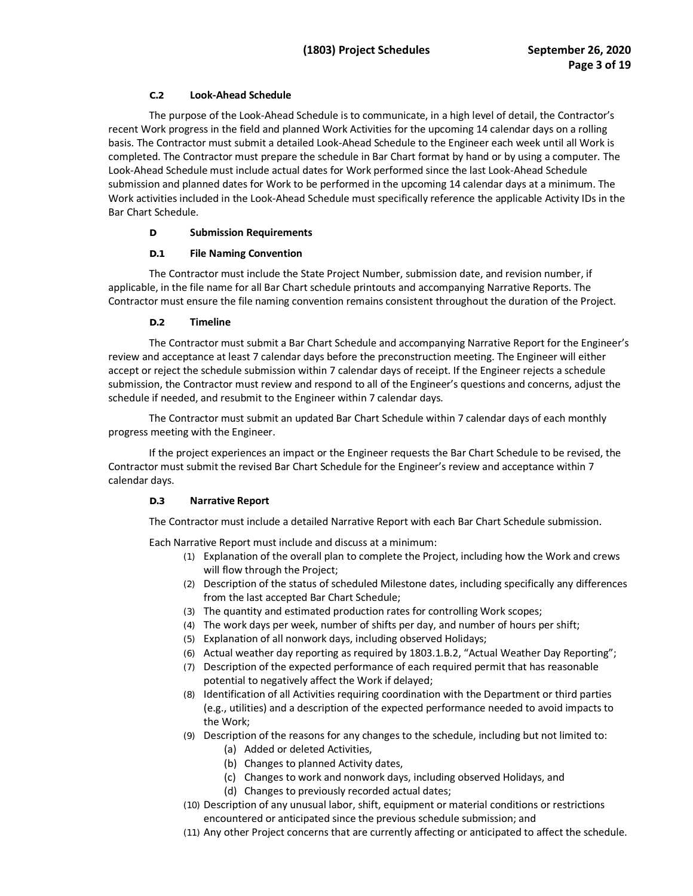#### C.2 Look-Ahead Schedule

The purpose of the Look-Ahead Schedule is to communicate, in a high level of detail, the Contractor's recent Work progress in the field and planned Work Activities for the upcoming 14 calendar days on a rolling basis. The Contractor must submit a detailed Look-Ahead Schedule to the Engineer each week until all Work is completed. The Contractor must prepare the schedule in Bar Chart format by hand or by using a computer. The Look-Ahead Schedule must include actual dates for Work performed since the last Look-Ahead Schedule submission and planned dates for Work to be performed in the upcoming 14 calendar days at a minimum. The Work activities included in the Look-Ahead Schedule must specifically reference the applicable Activity IDs in the Bar Chart Schedule.

### D Submission Requirements

#### D.1 File Naming Convention

The Contractor must include the State Project Number, submission date, and revision number, if applicable, in the file name for all Bar Chart schedule printouts and accompanying Narrative Reports. The Contractor must ensure the file naming convention remains consistent throughout the duration of the Project.

#### D.2 Timeline

The Contractor must submit a Bar Chart Schedule and accompanying Narrative Report for the Engineer's review and acceptance at least 7 calendar days before the preconstruction meeting. The Engineer will either accept or reject the schedule submission within 7 calendar days of receipt. If the Engineer rejects a schedule submission, the Contractor must review and respond to all of the Engineer's questions and concerns, adjust the schedule if needed, and resubmit to the Engineer within 7 calendar days.

The Contractor must submit an updated Bar Chart Schedule within 7 calendar days of each monthly progress meeting with the Engineer.

If the project experiences an impact or the Engineer requests the Bar Chart Schedule to be revised, the Contractor must submit the revised Bar Chart Schedule for the Engineer's review and acceptance within 7 calendar days.

#### D.3 Narrative Report

The Contractor must include a detailed Narrative Report with each Bar Chart Schedule submission.

Each Narrative Report must include and discuss at a minimum:

(1) Explanation of the overall plan to complete the Project, including how the Work and crews will flow through the Project;
(2) Description of the status of scheduled Milestone dates, including specifically any differences from the last accepted Bar Chart Schedule;
(3) The quantity and estimated production rates for controlling Work scopes;
(4) The work days per week, number of shifts per day, and number of hours per shift;
(5) Explanation of all nonwork days, including observed Holidays;
(6) Actual weather day reporting as required by 1803.1.B.2, "Actual Weather Day Reporting";
(7) Description of the expected performance of each required permit that has reasonable potential to negatively affect the Work if delayed;
(8) Identification of all Activities requiring coordination with the Department or third parties (e.g., utilities) and a description of the expected performance needed to avoid impacts to the Work;
(9) Description of the reasons for any changes to the schedule, including but not limited to:
    (a) Added or deleted Activities,
    (b) Changes to planned Activity dates,
    (c) Changes to work and nonwork days, including observed Holidays, and
    (d) Changes to previously recorded actual dates;
(10) Description of any unusual labor, shift, equipment or material conditions or restrictions encountered or anticipated since the previous schedule submission; and
(11) Any other Project concerns that are currently affecting or anticipated to affect the schedule.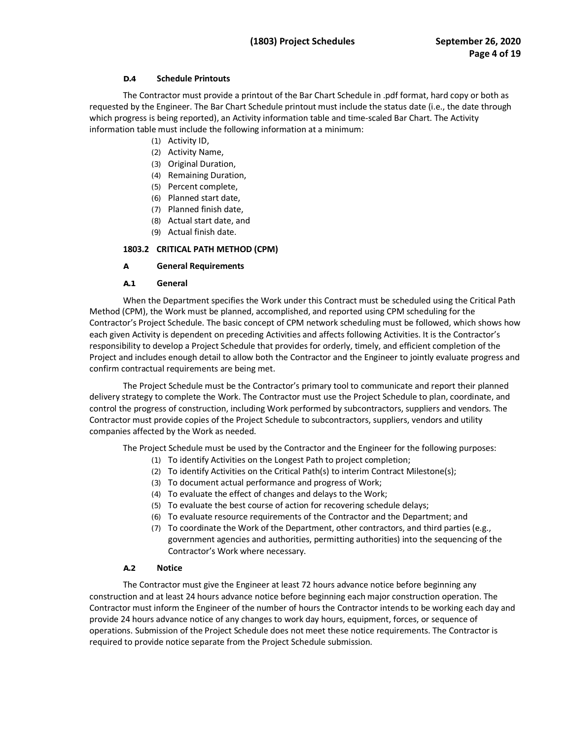#### D.4 Schedule Printouts

The Contractor must provide a printout of the Bar Chart Schedule in .pdf format, hard copy or both as requested by the Engineer. The Bar Chart Schedule printout must include the status date (i.e., the date through which progress is being reported), an Activity information table and time-scaled Bar Chart. The Activity information table must include the following information at a minimum:

(1) Activity ID,
(2) Activity Name,
(3) Original Duration,
(4) Remaining Duration,
(5) Percent complete,
(6) Planned start date,
(7) Planned finish date,
(8) Actual start date, and
(9) Actual finish date.

## 1803.2 CRITICAL PATH METHOD (CPM)

### A General Requirements

#### A.1 General

When the Department specifies the Work under this Contract must be scheduled using the Critical Path Method (CPM), the Work must be planned, accomplished, and reported using CPM scheduling for the Contractor's Project Schedule. The basic concept of CPM network scheduling must be followed, which shows how each given Activity is dependent on preceding Activities and affects following Activities. It is the Contractor's responsibility to develop a Project Schedule that provides for orderly, timely, and efficient completion of the Project and includes enough detail to allow both the Contractor and the Engineer to jointly evaluate progress and confirm contractual requirements are being met.

The Project Schedule must be the Contractor's primary tool to communicate and report their planned delivery strategy to complete the Work. The Contractor must use the Project Schedule to plan, coordinate, and control the progress of construction, including Work performed by subcontractors, suppliers and vendors. The Contractor must provide copies of the Project Schedule to subcontractors, suppliers, vendors and utility companies affected by the Work as needed.

The Project Schedule must be used by the Contractor and the Engineer for the following purposes:

(1) To identify Activities on the Longest Path to project completion;
(2) To identify Activities on the Critical Path(s) to interim Contract Milestone(s);
(3) To document actual performance and progress of Work;
(4) To evaluate the effect of changes and delays to the Work;
(5) To evaluate the best course of action for recovering schedule delays;
(6) To evaluate resource requirements of the Contractor and the Department; and
(7) To coordinate the Work of the Department, other contractors, and third parties (e.g., government agencies and authorities, permitting authorities) into the sequencing of the Contractor's Work where necessary.

#### A.2 Notice

The Contractor must give the Engineer at least 72 hours advance notice before beginning any construction and at least 24 hours advance notice before beginning each major construction operation. The Contractor must inform the Engineer of the number of hours the Contractor intends to be working each day and provide 24 hours advance notice of any changes to work day hours, equipment, forces, or sequence of operations. Submission of the Project Schedule does not meet these notice requirements. The Contractor is required to provide notice separate from the Project Schedule submission.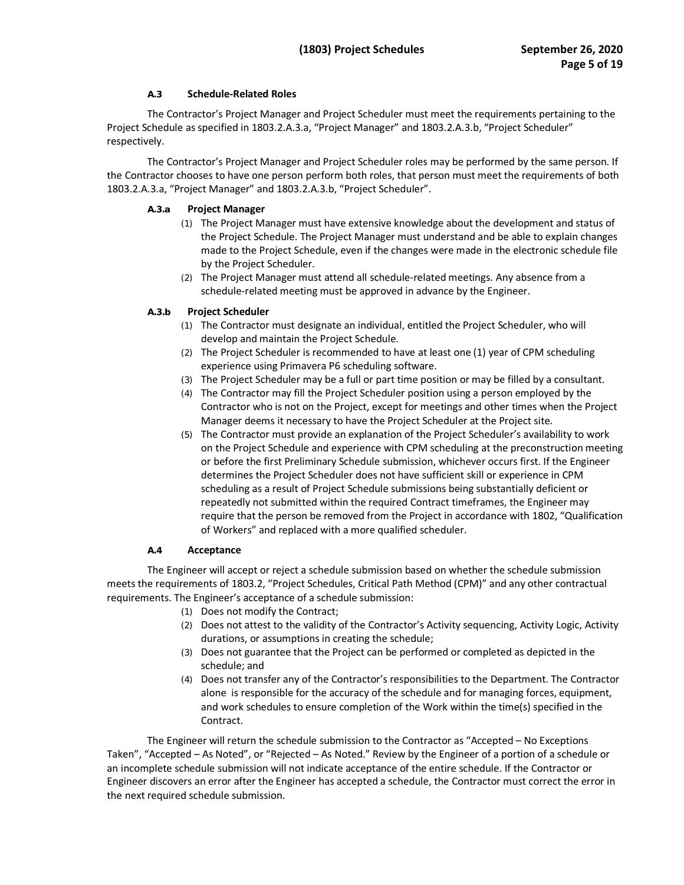### A.3 Schedule-Related Roles

The Contractor's Project Manager and Project Scheduler must meet the requirements pertaining to the Project Schedule as specified in 1803.2.A.3.a, "Project Manager" and 1803.2.A.3.b, "Project Scheduler" respectively.

The Contractor's Project Manager and Project Scheduler roles may be performed by the same person. If the Contractor chooses to have one person perform both roles, that person must meet the requirements of both 1803.2.A.3.a, "Project Manager" and 1803.2.A.3.b, "Project Scheduler".

#### A.3.a Project Manager

(1) The Project Manager must have extensive knowledge about the development and status of the Project Schedule. The Project Manager must understand and be able to explain changes made to the Project Schedule, even if the changes were made in the electronic schedule file by the Project Scheduler.

(2) The Project Manager must attend all schedule-related meetings. Any absence from a schedule-related meeting must be approved in advance by the Engineer.

#### A.3.b Project Scheduler

(1) The Contractor must designate an individual, entitled the Project Scheduler, who will develop and maintain the Project Schedule.

(2) The Project Scheduler is recommended to have at least one (1) year of CPM scheduling experience using Primavera P6 scheduling software.

(3) The Project Scheduler may be a full or part time position or may be filled by a consultant.

(4) The Contractor may fill the Project Scheduler position using a person employed by the Contractor who is not on the Project, except for meetings and other times when the Project Manager deems it necessary to have the Project Scheduler at the Project site.

(5) The Contractor must provide an explanation of the Project Scheduler's availability to work on the Project Schedule and experience with CPM scheduling at the preconstruction meeting or before the first Preliminary Schedule submission, whichever occurs first. If the Engineer determines the Project Scheduler does not have sufficient skill or experience in CPM scheduling as a result of Project Schedule submissions being substantially deficient or repeatedly not submitted within the required Contract timeframes, the Engineer may require that the person be removed from the Project in accordance with 1802, "Qualification of Workers" and replaced with a more qualified scheduler.

### A.4 Acceptance

The Engineer will accept or reject a schedule submission based on whether the schedule submission meets the requirements of 1803.2, "Project Schedules, Critical Path Method (CPM)" and any other contractual requirements. The Engineer's acceptance of a schedule submission:

(1) Does not modify the Contract;

(2) Does not attest to the validity of the Contractor's Activity sequencing, Activity Logic, Activity durations, or assumptions in creating the schedule;

(3) Does not guarantee that the Project can be performed or completed as depicted in the schedule; and

(4) Does not transfer any of the Contractor's responsibilities to the Department. The Contractor alone is responsible for the accuracy of the schedule and for managing forces, equipment, and work schedules to ensure completion of the Work within the time(s) specified in the Contract.

The Engineer will return the schedule submission to the Contractor as "Accepted – No Exceptions Taken", "Accepted – As Noted", or "Rejected – As Noted." Review by the Engineer of a portion of a schedule or an incomplete schedule submission will not indicate acceptance of the entire schedule. If the Contractor or Engineer discovers an error after the Engineer has accepted a schedule, the Contractor must correct the error in the next required schedule submission.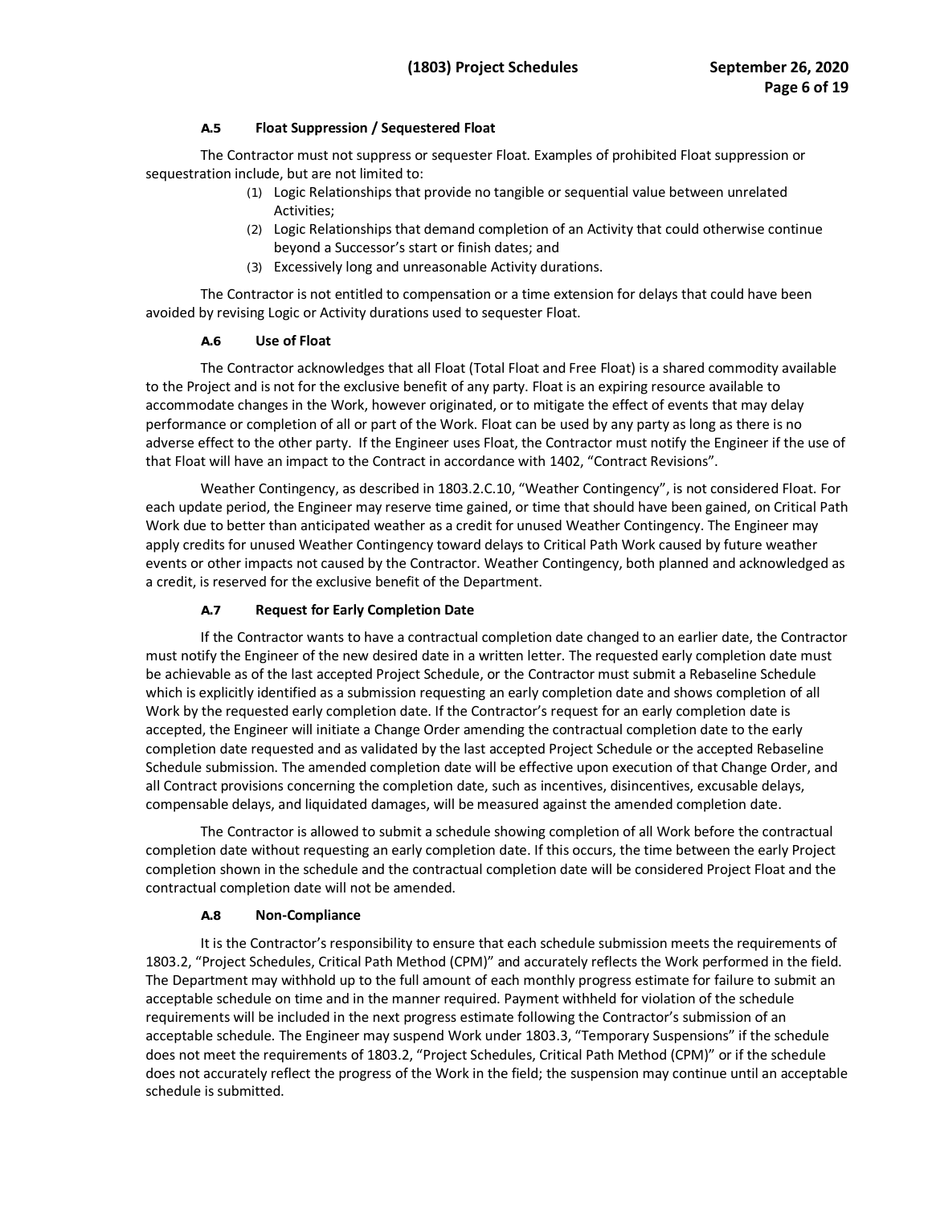#### A.5 Float Suppression / Sequestered Float

The Contractor must not suppress or sequester Float. Examples of prohibited Float suppression or sequestration include, but are not limited to:

(1) Logic Relationships that provide no tangible or sequential value between unrelated Activities;
(2) Logic Relationships that demand completion of an Activity that could otherwise continue beyond a Successor's start or finish dates; and
(3) Excessively long and unreasonable Activity durations.

The Contractor is not entitled to compensation or a time extension for delays that could have been avoided by revising Logic or Activity durations used to sequester Float.

#### A.6 Use of Float

The Contractor acknowledges that all Float (Total Float and Free Float) is a shared commodity available to the Project and is not for the exclusive benefit of any party. Float is an expiring resource available to accommodate changes in the Work, however originated, or to mitigate the effect of events that may delay performance or completion of all or part of the Work. Float can be used by any party as long as there is no adverse effect to the other party. If the Engineer uses Float, the Contractor must notify the Engineer if the use of that Float will have an impact to the Contract in accordance with 1402, "Contract Revisions".

Weather Contingency, as described in 1803.2.C.10, "Weather Contingency", is not considered Float. For each update period, the Engineer may reserve time gained, or time that should have been gained, on Critical Path Work due to better than anticipated weather as a credit for unused Weather Contingency. The Engineer may apply credits for unused Weather Contingency toward delays to Critical Path Work caused by future weather events or other impacts not caused by the Contractor. Weather Contingency, both planned and acknowledged as a credit, is reserved for the exclusive benefit of the Department.

#### A.7 Request for Early Completion Date

If the Contractor wants to have a contractual completion date changed to an earlier date, the Contractor must notify the Engineer of the new desired date in a written letter. The requested early completion date must be achievable as of the last accepted Project Schedule, or the Contractor must submit a Rebaseline Schedule which is explicitly identified as a submission requesting an early completion date and shows completion of all Work by the requested early completion date. If the Contractor's request for an early completion date is accepted, the Engineer will initiate a Change Order amending the contractual completion date to the early completion date requested and as validated by the last accepted Project Schedule or the accepted Rebaseline Schedule submission. The amended completion date will be effective upon execution of that Change Order, and all Contract provisions concerning the completion date, such as incentives, disincentives, excusable delays, compensable delays, and liquidated damages, will be measured against the amended completion date.

The Contractor is allowed to submit a schedule showing completion of all Work before the contractual completion date without requesting an early completion date. If this occurs, the time between the early Project completion shown in the schedule and the contractual completion date will be considered Project Float and the contractual completion date will not be amended.

#### A.8 Non-Compliance

It is the Contractor's responsibility to ensure that each schedule submission meets the requirements of 1803.2, "Project Schedules, Critical Path Method (CPM)" and accurately reflects the Work performed in the field. The Department may withhold up to the full amount of each monthly progress estimate for failure to submit an acceptable schedule on time and in the manner required. Payment withheld for violation of the schedule requirements will be included in the next progress estimate following the Contractor's submission of an acceptable schedule. The Engineer may suspend Work under 1803.3, "Temporary Suspensions" if the schedule does not meet the requirements of 1803.2, "Project Schedules, Critical Path Method (CPM)" or if the schedule does not accurately reflect the progress of the Work in the field; the suspension may continue until an acceptable schedule is submitted.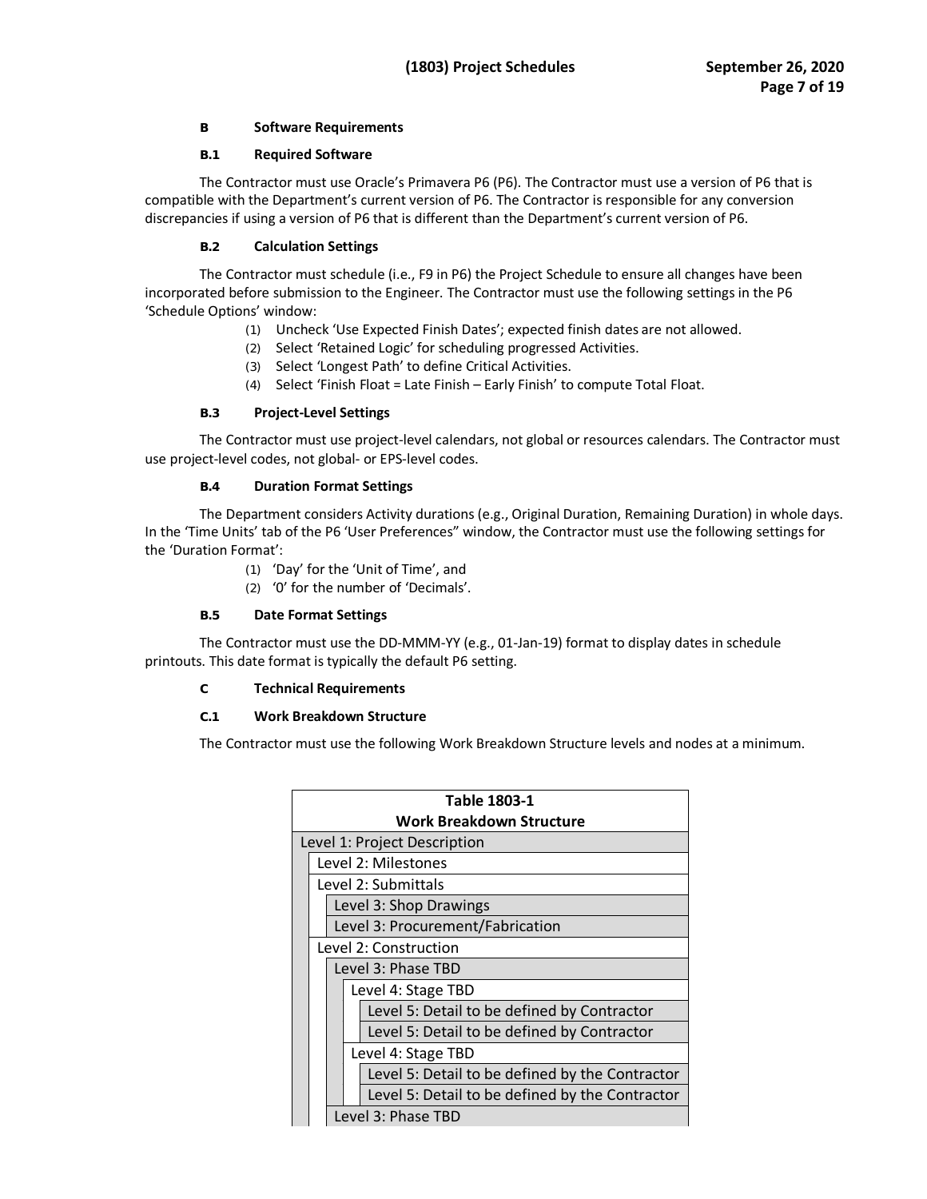### B Software Requirements

#### B.1 Required Software

The Contractor must use Oracle's Primavera P6 (P6). The Contractor must use a version of P6 that is compatible with the Department's current version of P6. The Contractor is responsible for any conversion discrepancies if using a version of P6 that is different than the Department's current version of P6.

#### B.2 Calculation Settings

The Contractor must schedule (i.e., F9 in P6) the Project Schedule to ensure all changes have been incorporated before submission to the Engineer. The Contractor must use the following settings in the P6 'Schedule Options' window:

(1) Uncheck 'Use Expected Finish Dates'; expected finish dates are not allowed.
(2) Select 'Retained Logic' for scheduling progressed Activities.
(3) Select 'Longest Path' to define Critical Activities.
(4) Select 'Finish Float = Late Finish – Early Finish' to compute Total Float.

#### B.3 Project-Level Settings

The Contractor must use project-level calendars, not global or resources calendars. The Contractor must use project-level codes, not global- or EPS-level codes.

#### B.4 Duration Format Settings

The Department considers Activity durations (e.g., Original Duration, Remaining Duration) in whole days. In the 'Time Units' tab of the P6 'User Preferences" window, the Contractor must use the following settings for the 'Duration Format':

(1) 'Day' for the 'Unit of Time', and
(2) '0' for the number of 'Decimals'.

#### B.5 Date Format Settings

The Contractor must use the DD-MMM-YY (e.g., 01-Jan-19) format to display dates in schedule printouts. This date format is typically the default P6 setting.

### C Technical Requirements

#### C.1 Work Breakdown Structure

The Contractor must use the following Work Breakdown Structure levels and nodes at a minimum.

| Table 1803-1<br>Work Breakdown Structure |
|---|
| Level 1: Project Description |
| Level 2: Milestones |
| Level 2: Submittals |
| Level 3: Shop Drawings |
| Level 3: Procurement/Fabrication |
| Level 2: Construction |
| Level 3: Phase TBD |
| Level 4: Stage TBD |
| Level 5: Detail to be defined by Contractor |
| Level 5: Detail to be defined by Contractor |
| Level 4: Stage TBD |
| Level 5: Detail to be defined by the Contractor |
| Level 5: Detail to be defined by the Contractor |
| Level 3: Phase TBD |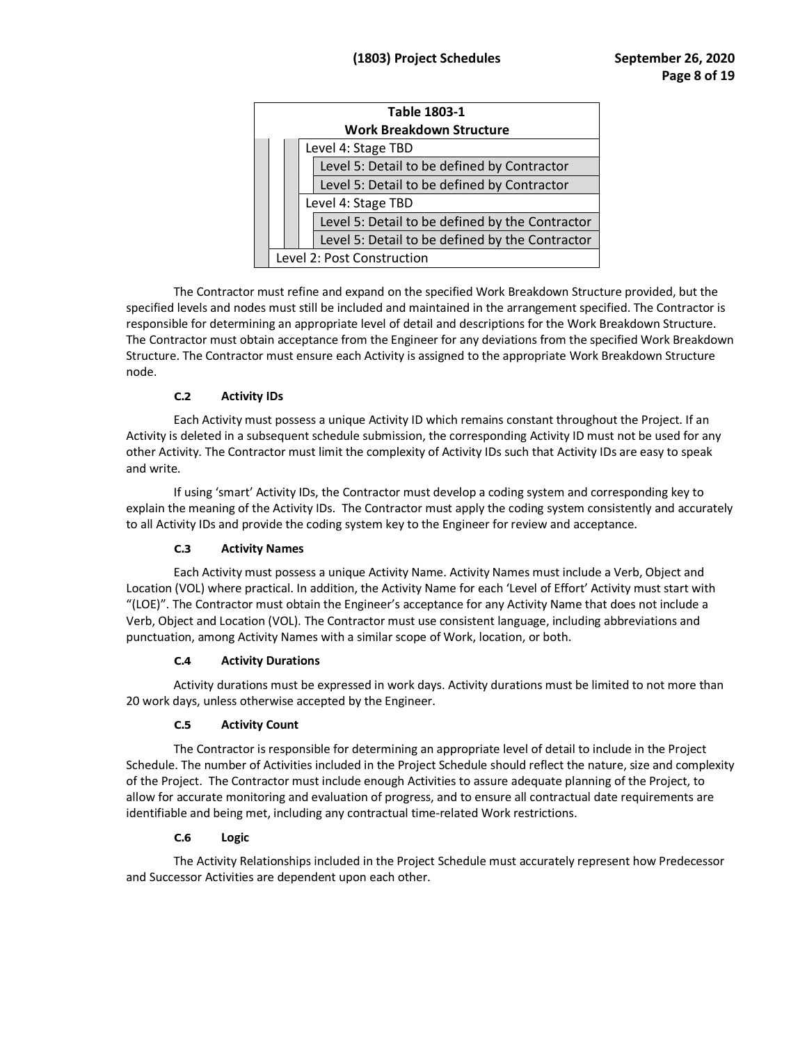| Table 1803-1 Work Breakdown Structure |
|---|
| Level 4: Stage TBD |
| Level 5: Detail to be defined by Contractor |
| Level 5: Detail to be defined by Contractor |
| Level 4: Stage TBD |
| Level 5: Detail to be defined by the Contractor |
| Level 5: Detail to be defined by the Contractor |
| Level 2: Post Construction |

The Contractor must refine and expand on the specified Work Breakdown Structure provided, but the specified levels and nodes must still be included and maintained in the arrangement specified. The Contractor is responsible for determining an appropriate level of detail and descriptions for the Work Breakdown Structure. The Contractor must obtain acceptance from the Engineer for any deviations from the specified Work Breakdown Structure. The Contractor must ensure each Activity is assigned to the appropriate Work Breakdown Structure node.

#### C.2 Activity IDs

Each Activity must possess a unique Activity ID which remains constant throughout the Project. If an Activity is deleted in a subsequent schedule submission, the corresponding Activity ID must not be used for any other Activity. The Contractor must limit the complexity of Activity IDs such that Activity IDs are easy to speak and write.

If using 'smart' Activity IDs, the Contractor must develop a coding system and corresponding key to explain the meaning of the Activity IDs. The Contractor must apply the coding system consistently and accurately to all Activity IDs and provide the coding system key to the Engineer for review and acceptance.

#### C.3 Activity Names

Each Activity must possess a unique Activity Name. Activity Names must include a Verb, Object and Location (VOL) where practical. In addition, the Activity Name for each 'Level of Effort' Activity must start with "(LOE)". The Contractor must obtain the Engineer's acceptance for any Activity Name that does not include a Verb, Object and Location (VOL). The Contractor must use consistent language, including abbreviations and punctuation, among Activity Names with a similar scope of Work, location, or both.

#### C.4 Activity Durations

Activity durations must be expressed in work days. Activity durations must be limited to not more than 20 work days, unless otherwise accepted by the Engineer.

#### C.5 Activity Count

The Contractor is responsible for determining an appropriate level of detail to include in the Project Schedule. The number of Activities included in the Project Schedule should reflect the nature, size and complexity of the Project. The Contractor must include enough Activities to assure adequate planning of the Project, to allow for accurate monitoring and evaluation of progress, and to ensure all contractual date requirements are identifiable and being met, including any contractual time-related Work restrictions.

#### C.6 Logic

The Activity Relationships included in the Project Schedule must accurately represent how Predecessor and Successor Activities are dependent upon each other.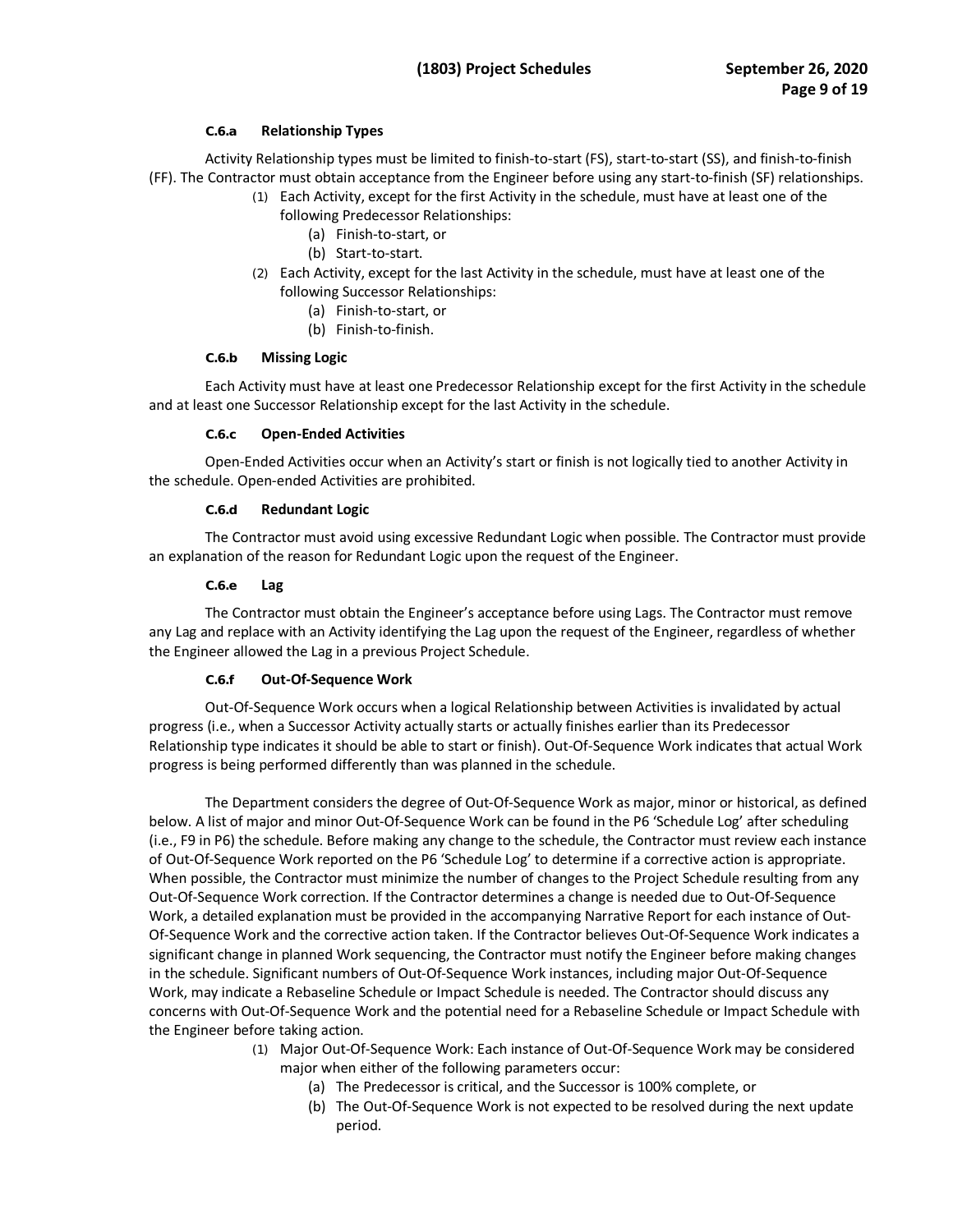#### C.6.a Relationship Types

Activity Relationship types must be limited to finish-to-start (FS), start-to-start (SS), and finish-to-finish (FF). The Contractor must obtain acceptance from the Engineer before using any start-to-finish (SF) relationships.

(1) Each Activity, except for the first Activity in the schedule, must have at least one of the following Predecessor Relationships:
   - (a) Finish-to-start, or
   - (b) Start-to-start.

(2) Each Activity, except for the last Activity in the schedule, must have at least one of the following Successor Relationships:
   - (a) Finish-to-start, or
   - (b) Finish-to-finish.

#### C.6.b Missing Logic

Each Activity must have at least one Predecessor Relationship except for the first Activity in the schedule and at least one Successor Relationship except for the last Activity in the schedule.

#### C.6.c Open-Ended Activities

Open-Ended Activities occur when an Activity's start or finish is not logically tied to another Activity in the schedule. Open-ended Activities are prohibited.

#### C.6.d Redundant Logic

The Contractor must avoid using excessive Redundant Logic when possible. The Contractor must provide an explanation of the reason for Redundant Logic upon the request of the Engineer.

#### C.6.e Lag

The Contractor must obtain the Engineer's acceptance before using Lags. The Contractor must remove any Lag and replace with an Activity identifying the Lag upon the request of the Engineer, regardless of whether the Engineer allowed the Lag in a previous Project Schedule.

#### C.6.f Out-Of-Sequence Work

Out-Of-Sequence Work occurs when a logical Relationship between Activities is invalidated by actual progress (i.e., when a Successor Activity actually starts or actually finishes earlier than its Predecessor Relationship type indicates it should be able to start or finish). Out-Of-Sequence Work indicates that actual Work progress is being performed differently than was planned in the schedule.

The Department considers the degree of Out-Of-Sequence Work as major, minor or historical, as defined below. A list of major and minor Out-Of-Sequence Work can be found in the P6 'Schedule Log' after scheduling (i.e., F9 in P6) the schedule. Before making any change to the schedule, the Contractor must review each instance of Out-Of-Sequence Work reported on the P6 'Schedule Log' to determine if a corrective action is appropriate. When possible, the Contractor must minimize the number of changes to the Project Schedule resulting from any Out-Of-Sequence Work correction. If the Contractor determines a change is needed due to Out-Of-Sequence Work, a detailed explanation must be provided in the accompanying Narrative Report for each instance of Out-Of-Sequence Work and the corrective action taken. If the Contractor believes Out-Of-Sequence Work indicates a significant change in planned Work sequencing, the Contractor must notify the Engineer before making changes in the schedule. Significant numbers of Out-Of-Sequence Work instances, including major Out-Of-Sequence Work, may indicate a Rebaseline Schedule or Impact Schedule is needed. The Contractor should discuss any concerns with Out-Of-Sequence Work and the potential need for a Rebaseline Schedule or Impact Schedule with the Engineer before taking action.

(1) Major Out-Of-Sequence Work: Each instance of Out-Of-Sequence Work may be considered major when either of the following parameters occur:
   - (a) The Predecessor is critical, and the Successor is 100% complete, or
   - (b) The Out-Of-Sequence Work is not expected to be resolved during the next update period.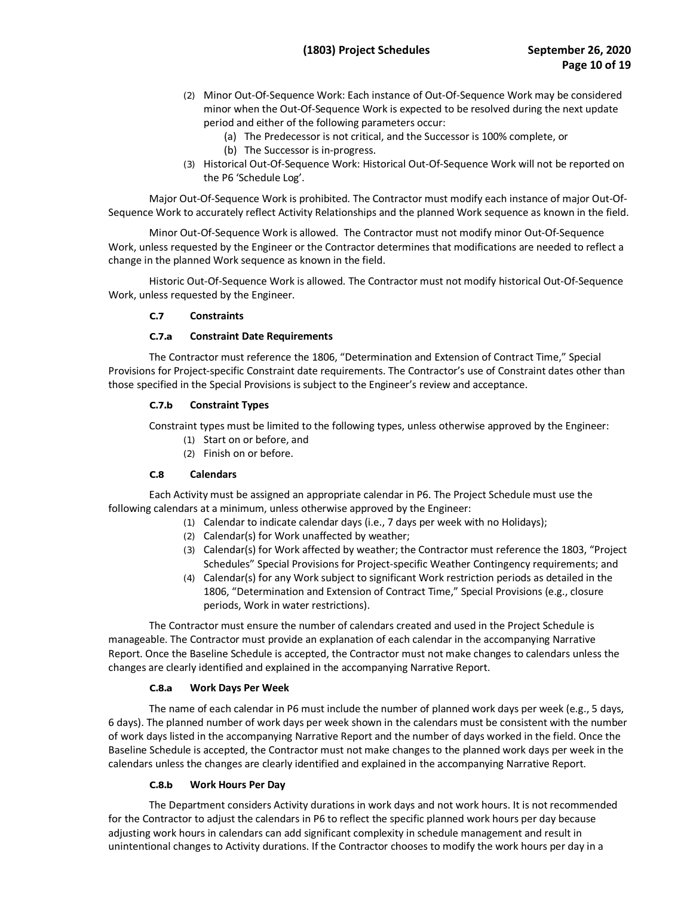(2) Minor Out-Of-Sequence Work: Each instance of Out-Of-Sequence Work may be considered minor when the Out-Of-Sequence Work is expected to be resolved during the next update period and either of the following parameters occur:
   (a) The Predecessor is not critical, and the Successor is 100% complete, or
   (b) The Successor is in-progress.

(3) Historical Out-Of-Sequence Work: Historical Out-Of-Sequence Work will not be reported on the P6 'Schedule Log'.

Major Out-Of-Sequence Work is prohibited. The Contractor must modify each instance of major Out-Of-Sequence Work to accurately reflect Activity Relationships and the planned Work sequence as known in the field.

Minor Out-Of-Sequence Work is allowed. The Contractor must not modify minor Out-Of-Sequence Work, unless requested by the Engineer or the Contractor determines that modifications are needed to reflect a change in the planned Work sequence as known in the field.

Historic Out-Of-Sequence Work is allowed. The Contractor must not modify historical Out-Of-Sequence Work, unless requested by the Engineer.

### C.7 Constraints

#### C.7.a Constraint Date Requirements

The Contractor must reference the 1806, "Determination and Extension of Contract Time," Special Provisions for Project-specific Constraint date requirements. The Contractor's use of Constraint dates other than those specified in the Special Provisions is subject to the Engineer's review and acceptance.

#### C.7.b Constraint Types

Constraint types must be limited to the following types, unless otherwise approved by the Engineer:

(1) Start on or before, and
(2) Finish on or before.

### C.8 Calendars

Each Activity must be assigned an appropriate calendar in P6. The Project Schedule must use the following calendars at a minimum, unless otherwise approved by the Engineer:

(1) Calendar to indicate calendar days (i.e., 7 days per week with no Holidays);
(2) Calendar(s) for Work unaffected by weather;
(3) Calendar(s) for Work affected by weather; the Contractor must reference the 1803, "Project Schedules" Special Provisions for Project-specific Weather Contingency requirements; and
(4) Calendar(s) for any Work subject to significant Work restriction periods as detailed in the 1806, "Determination and Extension of Contract Time," Special Provisions (e.g., closure periods, Work in water restrictions).

The Contractor must ensure the number of calendars created and used in the Project Schedule is manageable. The Contractor must provide an explanation of each calendar in the accompanying Narrative Report. Once the Baseline Schedule is accepted, the Contractor must not make changes to calendars unless the changes are clearly identified and explained in the accompanying Narrative Report.

#### C.8.a Work Days Per Week

The name of each calendar in P6 must include the number of planned work days per week (e.g., 5 days, 6 days). The planned number of work days per week shown in the calendars must be consistent with the number of work days listed in the accompanying Narrative Report and the number of days worked in the field. Once the Baseline Schedule is accepted, the Contractor must not make changes to the planned work days per week in the calendars unless the changes are clearly identified and explained in the accompanying Narrative Report.

#### C.8.b Work Hours Per Day

The Department considers Activity durations in work days and not work hours. It is not recommended for the Contractor to adjust the calendars in P6 to reflect the specific planned work hours per day because adjusting work hours in calendars can add significant complexity in schedule management and result in unintentional changes to Activity durations. If the Contractor chooses to modify the work hours per day in a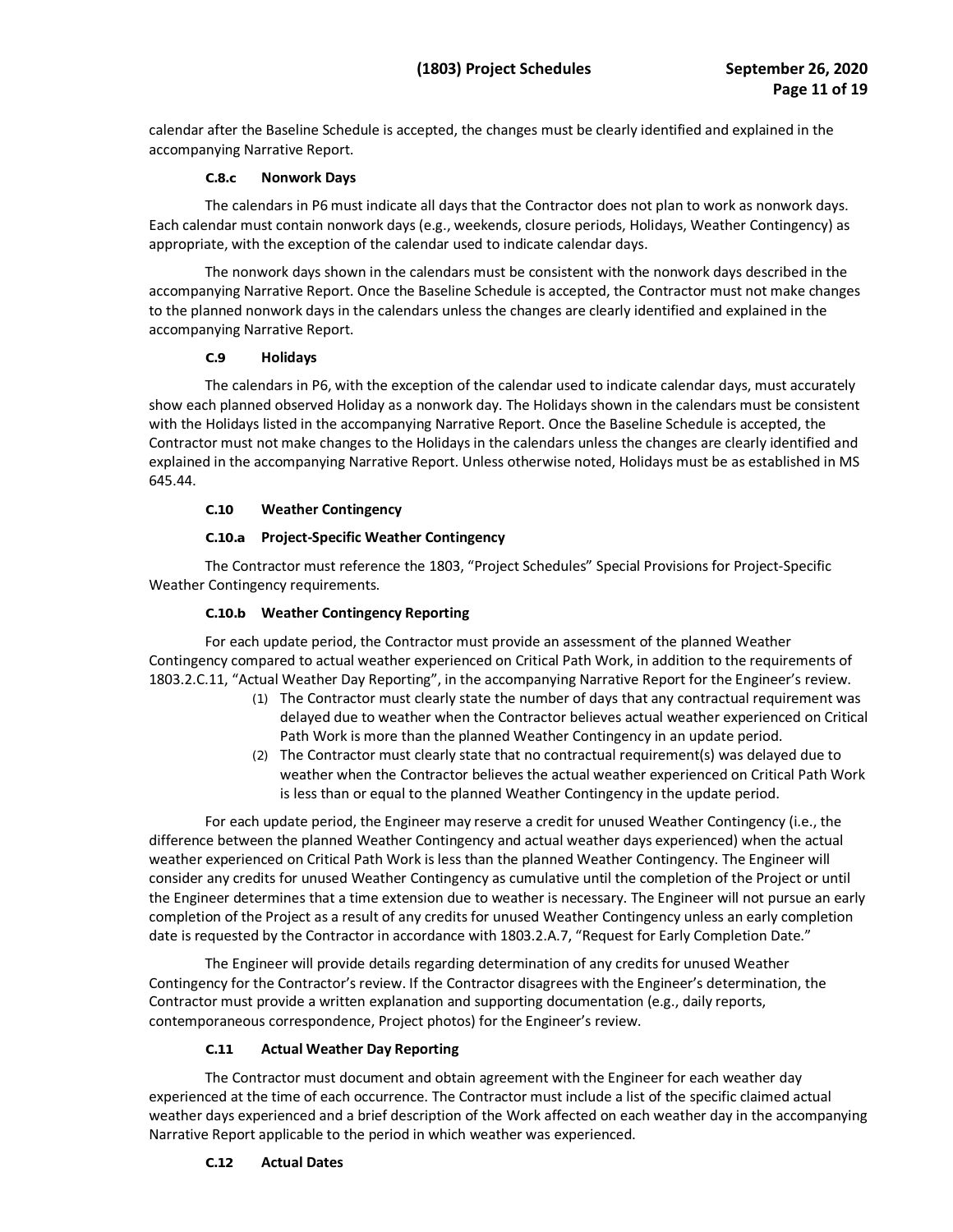calendar after the Baseline Schedule is accepted, the changes must be clearly identified and explained in the accompanying Narrative Report.

#### C.8.c Nonwork Days

The calendars in P6 must indicate all days that the Contractor does not plan to work as nonwork days. Each calendar must contain nonwork days (e.g., weekends, closure periods, Holidays, Weather Contingency) as appropriate, with the exception of the calendar used to indicate calendar days.

The nonwork days shown in the calendars must be consistent with the nonwork days described in the accompanying Narrative Report. Once the Baseline Schedule is accepted, the Contractor must not make changes to the planned nonwork days in the calendars unless the changes are clearly identified and explained in the accompanying Narrative Report.

#### C.9 Holidays

The calendars in P6, with the exception of the calendar used to indicate calendar days, must accurately show each planned observed Holiday as a nonwork day. The Holidays shown in the calendars must be consistent with the Holidays listed in the accompanying Narrative Report. Once the Baseline Schedule is accepted, the Contractor must not make changes to the Holidays in the calendars unless the changes are clearly identified and explained in the accompanying Narrative Report. Unless otherwise noted, Holidays must be as established in MS 645.44.

#### C.10 Weather Contingency

#### C.10.a Project-Specific Weather Contingency

The Contractor must reference the 1803, "Project Schedules" Special Provisions for Project-Specific Weather Contingency requirements.

#### C.10.b Weather Contingency Reporting

For each update period, the Contractor must provide an assessment of the planned Weather Contingency compared to actual weather experienced on Critical Path Work, in addition to the requirements of 1803.2.C.11, "Actual Weather Day Reporting", in the accompanying Narrative Report for the Engineer's review.

(1) The Contractor must clearly state the number of days that any contractual requirement was delayed due to weather when the Contractor believes actual weather experienced on Critical Path Work is more than the planned Weather Contingency in an update period.

(2) The Contractor must clearly state that no contractual requirement(s) was delayed due to weather when the Contractor believes the actual weather experienced on Critical Path Work is less than or equal to the planned Weather Contingency in the update period.

For each update period, the Engineer may reserve a credit for unused Weather Contingency (i.e., the difference between the planned Weather Contingency and actual weather days experienced) when the actual weather experienced on Critical Path Work is less than the planned Weather Contingency. The Engineer will consider any credits for unused Weather Contingency as cumulative until the completion of the Project or until the Engineer determines that a time extension due to weather is necessary. The Engineer will not pursue an early completion of the Project as a result of any credits for unused Weather Contingency unless an early completion date is requested by the Contractor in accordance with 1803.2.A.7, "Request for Early Completion Date."

The Engineer will provide details regarding determination of any credits for unused Weather Contingency for the Contractor's review. If the Contractor disagrees with the Engineer's determination, the Contractor must provide a written explanation and supporting documentation (e.g., daily reports, contemporaneous correspondence, Project photos) for the Engineer's review.

#### C.11 Actual Weather Day Reporting

The Contractor must document and obtain agreement with the Engineer for each weather day experienced at the time of each occurrence. The Contractor must include a list of the specific claimed actual weather days experienced and a brief description of the Work affected on each weather day in the accompanying Narrative Report applicable to the period in which weather was experienced.

#### C.12 Actual Dates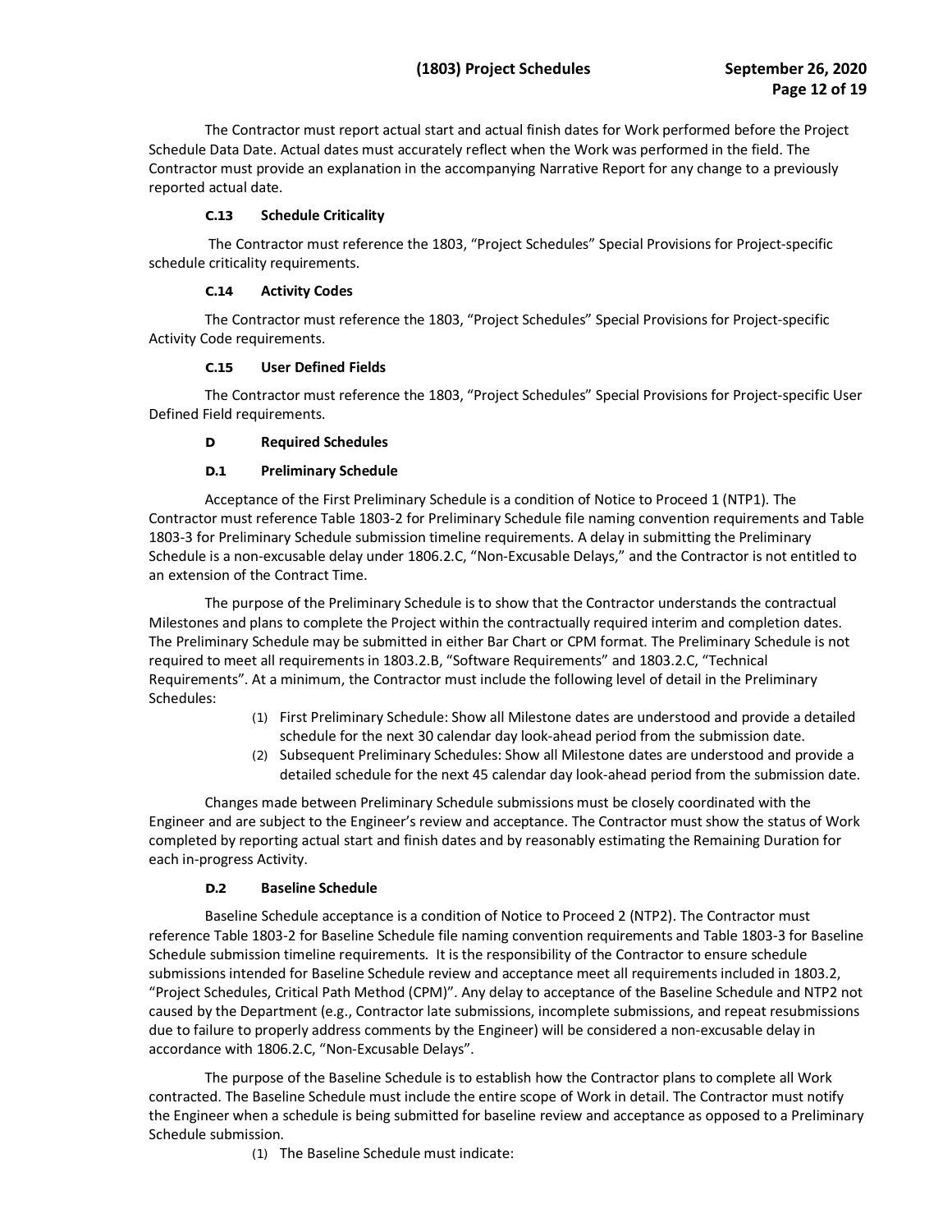The Contractor must report actual start and actual finish dates for Work performed before the Project Schedule Data Date. Actual dates must accurately reflect when the Work was performed in the field. The Contractor must provide an explanation in the accompanying Narrative Report for any change to a previously reported actual date.

#### C.13 Schedule Criticality

The Contractor must reference the 1803, "Project Schedules" Special Provisions for Project-specific schedule criticality requirements.

#### C.14 Activity Codes

The Contractor must reference the 1803, "Project Schedules" Special Provisions for Project-specific Activity Code requirements.

#### C.15 User Defined Fields

The Contractor must reference the 1803, "Project Schedules" Special Provisions for Project-specific User Defined Field requirements.

### D Required Schedules

#### D.1 Preliminary Schedule

Acceptance of the First Preliminary Schedule is a condition of Notice to Proceed 1 (NTP1). The Contractor must reference Table 1803-2 for Preliminary Schedule file naming convention requirements and Table 1803-3 for Preliminary Schedule submission timeline requirements. A delay in submitting the Preliminary Schedule is a non-excusable delay under 1806.2.C, "Non-Excusable Delays," and the Contractor is not entitled to an extension of the Contract Time.

The purpose of the Preliminary Schedule is to show that the Contractor understands the contractual Milestones and plans to complete the Project within the contractually required interim and completion dates. The Preliminary Schedule may be submitted in either Bar Chart or CPM format. The Preliminary Schedule is not required to meet all requirements in 1803.2.B, "Software Requirements" and 1803.2.C, "Technical Requirements". At a minimum, the Contractor must include the following level of detail in the Preliminary Schedules:

(1) First Preliminary Schedule: Show all Milestone dates are understood and provide a detailed schedule for the next 30 calendar day look-ahead period from the submission date.

(2) Subsequent Preliminary Schedules: Show all Milestone dates are understood and provide a detailed schedule for the next 45 calendar day look-ahead period from the submission date.

Changes made between Preliminary Schedule submissions must be closely coordinated with the Engineer and are subject to the Engineer's review and acceptance. The Contractor must show the status of Work completed by reporting actual start and finish dates and by reasonably estimating the Remaining Duration for each in-progress Activity.

#### D.2 Baseline Schedule

Baseline Schedule acceptance is a condition of Notice to Proceed 2 (NTP2). The Contractor must reference Table 1803-2 for Baseline Schedule file naming convention requirements and Table 1803-3 for Baseline Schedule submission timeline requirements. It is the responsibility of the Contractor to ensure schedule submissions intended for Baseline Schedule review and acceptance meet all requirements included in 1803.2, "Project Schedules, Critical Path Method (CPM)". Any delay to acceptance of the Baseline Schedule and NTP2 not caused by the Department (e.g., Contractor late submissions, incomplete submissions, and repeat resubmissions due to failure to properly address comments by the Engineer) will be considered a non-excusable delay in accordance with 1806.2.C, "Non-Excusable Delays".

The purpose of the Baseline Schedule is to establish how the Contractor plans to complete all Work contracted. The Baseline Schedule must include the entire scope of Work in detail. The Contractor must notify the Engineer when a schedule is being submitted for baseline review and acceptance as opposed to a Preliminary Schedule submission.

(1) The Baseline Schedule must indicate: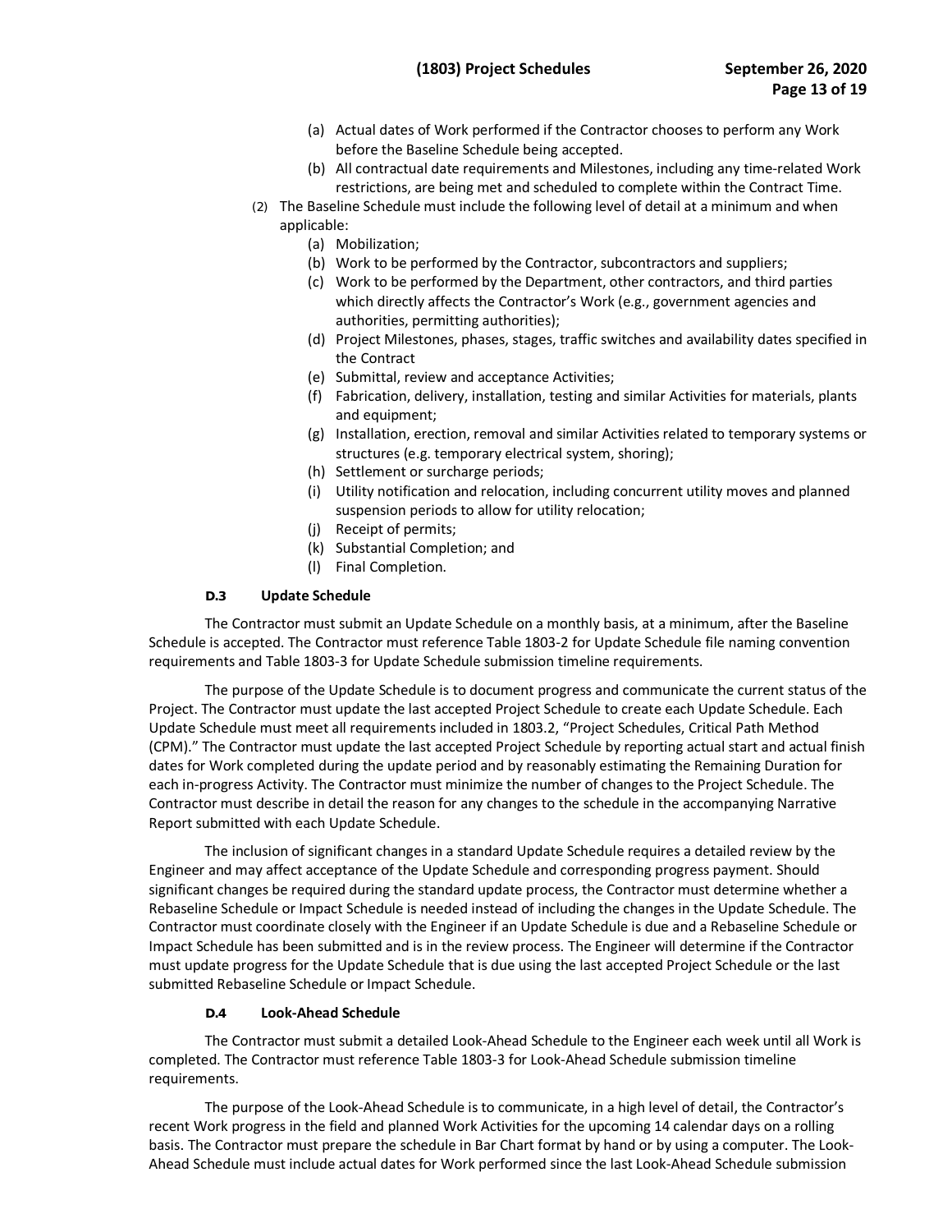(a) Actual dates of Work performed if the Contractor chooses to perform any Work before the Baseline Schedule being accepted.

(b) All contractual date requirements and Milestones, including any time-related Work restrictions, are being met and scheduled to complete within the Contract Time.

(2) The Baseline Schedule must include the following level of detail at a minimum and when applicable:

(a) Mobilization;

(b) Work to be performed by the Contractor, subcontractors and suppliers;

(c) Work to be performed by the Department, other contractors, and third parties which directly affects the Contractor's Work (e.g., government agencies and authorities, permitting authorities);

(d) Project Milestones, phases, stages, traffic switches and availability dates specified in the Contract

(e) Submittal, review and acceptance Activities;

(f) Fabrication, delivery, installation, testing and similar Activities for materials, plants and equipment;

(g) Installation, erection, removal and similar Activities related to temporary systems or structures (e.g. temporary electrical system, shoring);

(h) Settlement or surcharge periods;

(i) Utility notification and relocation, including concurrent utility moves and planned suspension periods to allow for utility relocation;

(j) Receipt of permits;

(k) Substantial Completion; and

(l) Final Completion.

### D.3 Update Schedule

The Contractor must submit an Update Schedule on a monthly basis, at a minimum, after the Baseline Schedule is accepted. The Contractor must reference Table 1803-2 for Update Schedule file naming convention requirements and Table 1803-3 for Update Schedule submission timeline requirements.

The purpose of the Update Schedule is to document progress and communicate the current status of the Project. The Contractor must update the last accepted Project Schedule to create each Update Schedule. Each Update Schedule must meet all requirements included in 1803.2, "Project Schedules, Critical Path Method (CPM)." The Contractor must update the last accepted Project Schedule by reporting actual start and actual finish dates for Work completed during the update period and by reasonably estimating the Remaining Duration for each in-progress Activity. The Contractor must minimize the number of changes to the Project Schedule. The Contractor must describe in detail the reason for any changes to the schedule in the accompanying Narrative Report submitted with each Update Schedule.

The inclusion of significant changes in a standard Update Schedule requires a detailed review by the Engineer and may affect acceptance of the Update Schedule and corresponding progress payment. Should significant changes be required during the standard update process, the Contractor must determine whether a Rebaseline Schedule or Impact Schedule is needed instead of including the changes in the Update Schedule. The Contractor must coordinate closely with the Engineer if an Update Schedule is due and a Rebaseline Schedule or Impact Schedule has been submitted and is in the review process. The Engineer will determine if the Contractor must update progress for the Update Schedule that is due using the last accepted Project Schedule or the last submitted Rebaseline Schedule or Impact Schedule.

### D.4 Look-Ahead Schedule

The Contractor must submit a detailed Look-Ahead Schedule to the Engineer each week until all Work is completed. The Contractor must reference Table 1803-3 for Look-Ahead Schedule submission timeline requirements.

The purpose of the Look-Ahead Schedule is to communicate, in a high level of detail, the Contractor's recent Work progress in the field and planned Work Activities for the upcoming 14 calendar days on a rolling basis. The Contractor must prepare the schedule in Bar Chart format by hand or by using a computer. The Look-Ahead Schedule must include actual dates for Work performed since the last Look-Ahead Schedule submission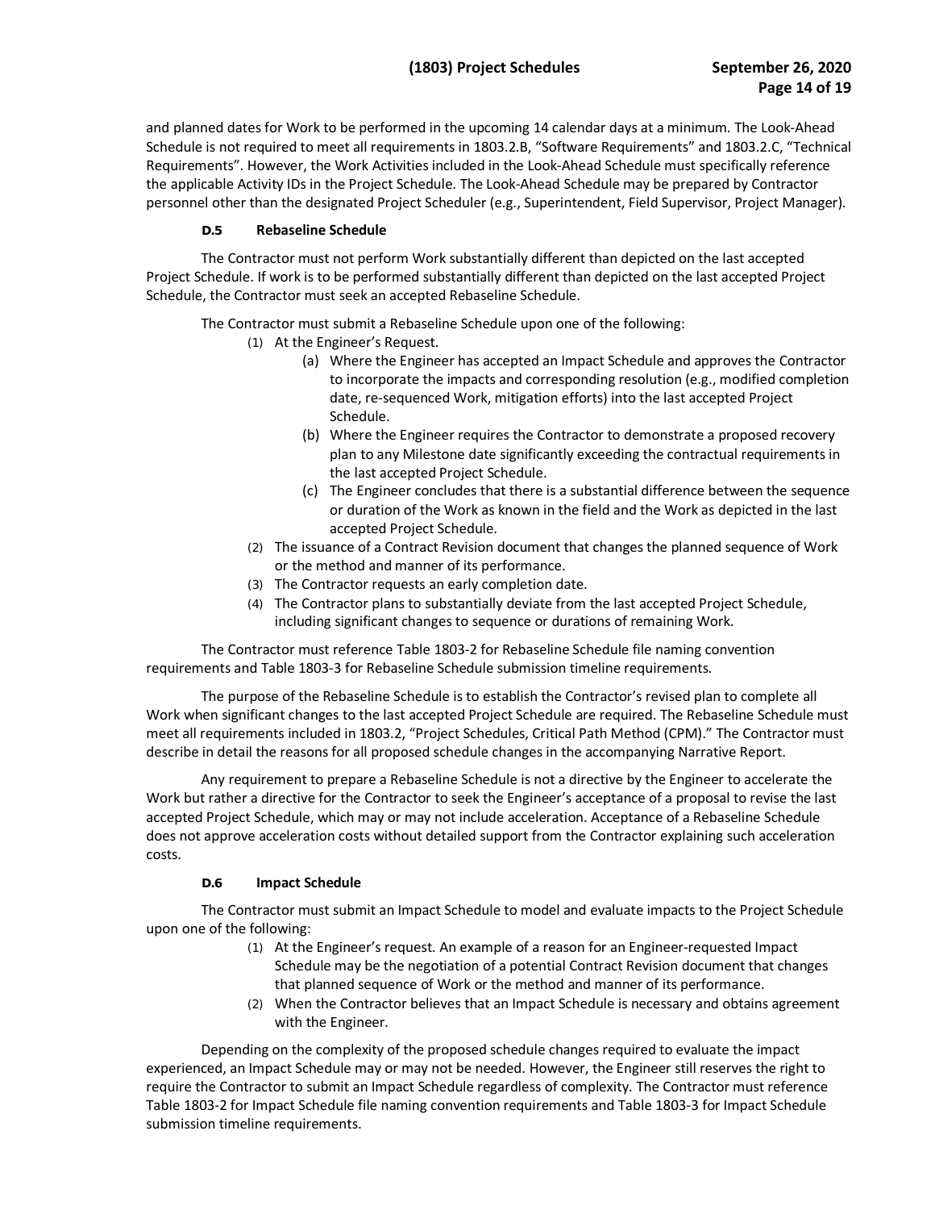and planned dates for Work to be performed in the upcoming 14 calendar days at a minimum. The Look-Ahead Schedule is not required to meet all requirements in 1803.2.B, "Software Requirements" and 1803.2.C, "Technical Requirements". However, the Work Activities included in the Look-Ahead Schedule must specifically reference the applicable Activity IDs in the Project Schedule. The Look-Ahead Schedule may be prepared by Contractor personnel other than the designated Project Scheduler (e.g., Superintendent, Field Supervisor, Project Manager).

### D.5 Rebaseline Schedule

The Contractor must not perform Work substantially different than depicted on the last accepted Project Schedule. If work is to be performed substantially different than depicted on the last accepted Project Schedule, the Contractor must seek an accepted Rebaseline Schedule.

The Contractor must submit a Rebaseline Schedule upon one of the following:

(1) At the Engineer's Request.
   - (a) Where the Engineer has accepted an Impact Schedule and approves the Contractor to incorporate the impacts and corresponding resolution (e.g., modified completion date, re-sequenced Work, mitigation efforts) into the last accepted Project Schedule.
   - (b) Where the Engineer requires the Contractor to demonstrate a proposed recovery plan to any Milestone date significantly exceeding the contractual requirements in the last accepted Project Schedule.
   - (c) The Engineer concludes that there is a substantial difference between the sequence or duration of the Work as known in the field and the Work as depicted in the last accepted Project Schedule.

(2) The issuance of a Contract Revision document that changes the planned sequence of Work or the method and manner of its performance.

(3) The Contractor requests an early completion date.

(4) The Contractor plans to substantially deviate from the last accepted Project Schedule, including significant changes to sequence or durations of remaining Work.

The Contractor must reference Table 1803-2 for Rebaseline Schedule file naming convention requirements and Table 1803-3 for Rebaseline Schedule submission timeline requirements.

The purpose of the Rebaseline Schedule is to establish the Contractor's revised plan to complete all Work when significant changes to the last accepted Project Schedule are required. The Rebaseline Schedule must meet all requirements included in 1803.2, "Project Schedules, Critical Path Method (CPM)." The Contractor must describe in detail the reasons for all proposed schedule changes in the accompanying Narrative Report.

Any requirement to prepare a Rebaseline Schedule is not a directive by the Engineer to accelerate the Work but rather a directive for the Contractor to seek the Engineer's acceptance of a proposal to revise the last accepted Project Schedule, which may or may not include acceleration. Acceptance of a Rebaseline Schedule does not approve acceleration costs without detailed support from the Contractor explaining such acceleration costs.

### D.6 Impact Schedule

The Contractor must submit an Impact Schedule to model and evaluate impacts to the Project Schedule upon one of the following:

(1) At the Engineer's request. An example of a reason for an Engineer-requested Impact Schedule may be the negotiation of a potential Contract Revision document that changes that planned sequence of Work or the method and manner of its performance.

(2) When the Contractor believes that an Impact Schedule is necessary and obtains agreement with the Engineer.

Depending on the complexity of the proposed schedule changes required to evaluate the impact experienced, an Impact Schedule may or may not be needed. However, the Engineer still reserves the right to require the Contractor to submit an Impact Schedule regardless of complexity. The Contractor must reference Table 1803-2 for Impact Schedule file naming convention requirements and Table 1803-3 for Impact Schedule submission timeline requirements.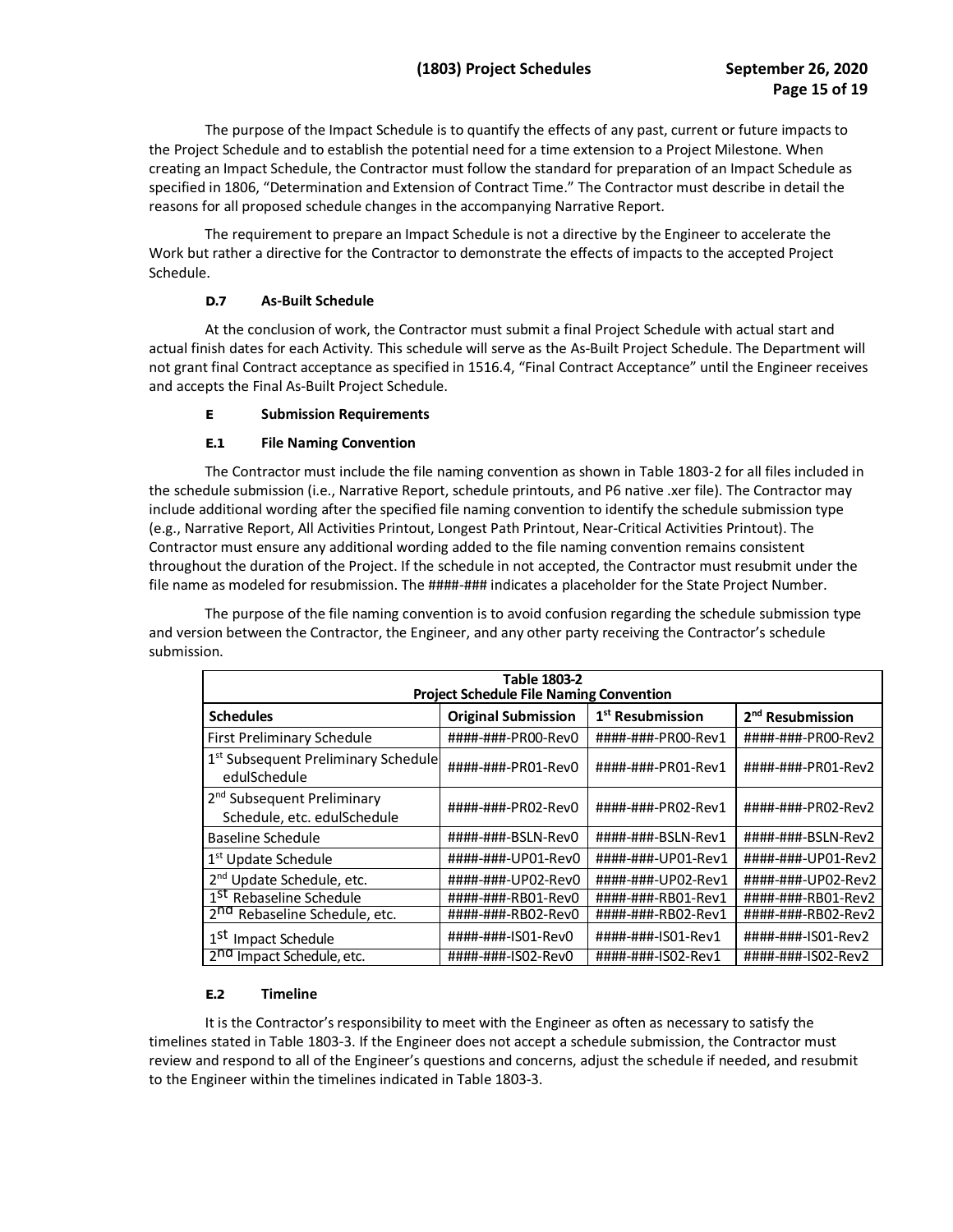The purpose of the Impact Schedule is to quantify the effects of any past, current or future impacts to the Project Schedule and to establish the potential need for a time extension to a Project Milestone. When creating an Impact Schedule, the Contractor must follow the standard for preparation of an Impact Schedule as specified in 1806, "Determination and Extension of Contract Time." The Contractor must describe in detail the reasons for all proposed schedule changes in the accompanying Narrative Report.

The requirement to prepare an Impact Schedule is not a directive by the Engineer to accelerate the Work but rather a directive for the Contractor to demonstrate the effects of impacts to the accepted Project Schedule.

#### D.7 As-Built Schedule

At the conclusion of work, the Contractor must submit a final Project Schedule with actual start and actual finish dates for each Activity. This schedule will serve as the As-Built Project Schedule. The Department will not grant final Contract acceptance as specified in 1516.4, "Final Contract Acceptance" until the Engineer receives and accepts the Final As-Built Project Schedule.

### E Submission Requirements

#### E.1 File Naming Convention

The Contractor must include the file naming convention as shown in Table 1803-2 for all files included in the schedule submission (i.e., Narrative Report, schedule printouts, and P6 native .xer file). The Contractor may include additional wording after the specified file naming convention to identify the schedule submission type (e.g., Narrative Report, All Activities Printout, Longest Path Printout, Near-Critical Activities Printout). The Contractor must ensure any additional wording added to the file naming convention remains consistent throughout the duration of the Project. If the schedule in not accepted, the Contractor must resubmit under the file name as modeled for resubmission. The ####-### indicates a placeholder for the State Project Number.

The purpose of the file naming convention is to avoid confusion regarding the schedule submission type and version between the Contractor, the Engineer, and any other party receiving the Contractor's schedule submission.

**Table 1803-2**
**Project Schedule File Naming Convention**

| Schedules | Original Submission | 1st Resubmission | 2nd Resubmission |
|---|---|---|---|
| First Preliminary Schedule | ####-###-PR00-Rev0 | ####-###-PR00-Rev1 | ####-###-PR00-Rev2 |
| 1st Subsequent Preliminary Schedule edulSchedule | ####-###-PR01-Rev0 | ####-###-PR01-Rev1 | ####-###-PR01-Rev2 |
| 2nd Subsequent Preliminary Schedule, etc. edulSchedule | ####-###-PR02-Rev0 | ####-###-PR02-Rev1 | ####-###-PR02-Rev2 |
| Baseline Schedule | ####-###-BSLN-Rev0 | ####-###-BSLN-Rev1 | ####-###-BSLN-Rev2 |
| 1st Update Schedule | ####-###-UP01-Rev0 | ####-###-UP01-Rev1 | ####-###-UP01-Rev2 |
| 2nd Update Schedule, etc. | ####-###-UP02-Rev0 | ####-###-UP02-Rev1 | ####-###-UP02-Rev2 |
| 1st Rebaseline Schedule | ####-###-RB01-Rev0 | ####-###-RB01-Rev1 | ####-###-RB01-Rev2 |
| 2nd Rebaseline Schedule, etc. | ####-###-RB02-Rev0 | ####-###-RB02-Rev1 | ####-###-RB02-Rev2 |
| 1st Impact Schedule | ####-###-IS01-Rev0 | ####-###-IS01-Rev1 | ####-###-IS01-Rev2 |
| 2nd Impact Schedule, etc. | ####-###-IS02-Rev0 | ####-###-IS02-Rev1 | ####-###-IS02-Rev2 |

#### E.2 Timeline

It is the Contractor's responsibility to meet with the Engineer as often as necessary to satisfy the timelines stated in Table 1803-3. If the Engineer does not accept a schedule submission, the Contractor must review and respond to all of the Engineer's questions and concerns, adjust the schedule if needed, and resubmit to the Engineer within the timelines indicated in Table 1803-3.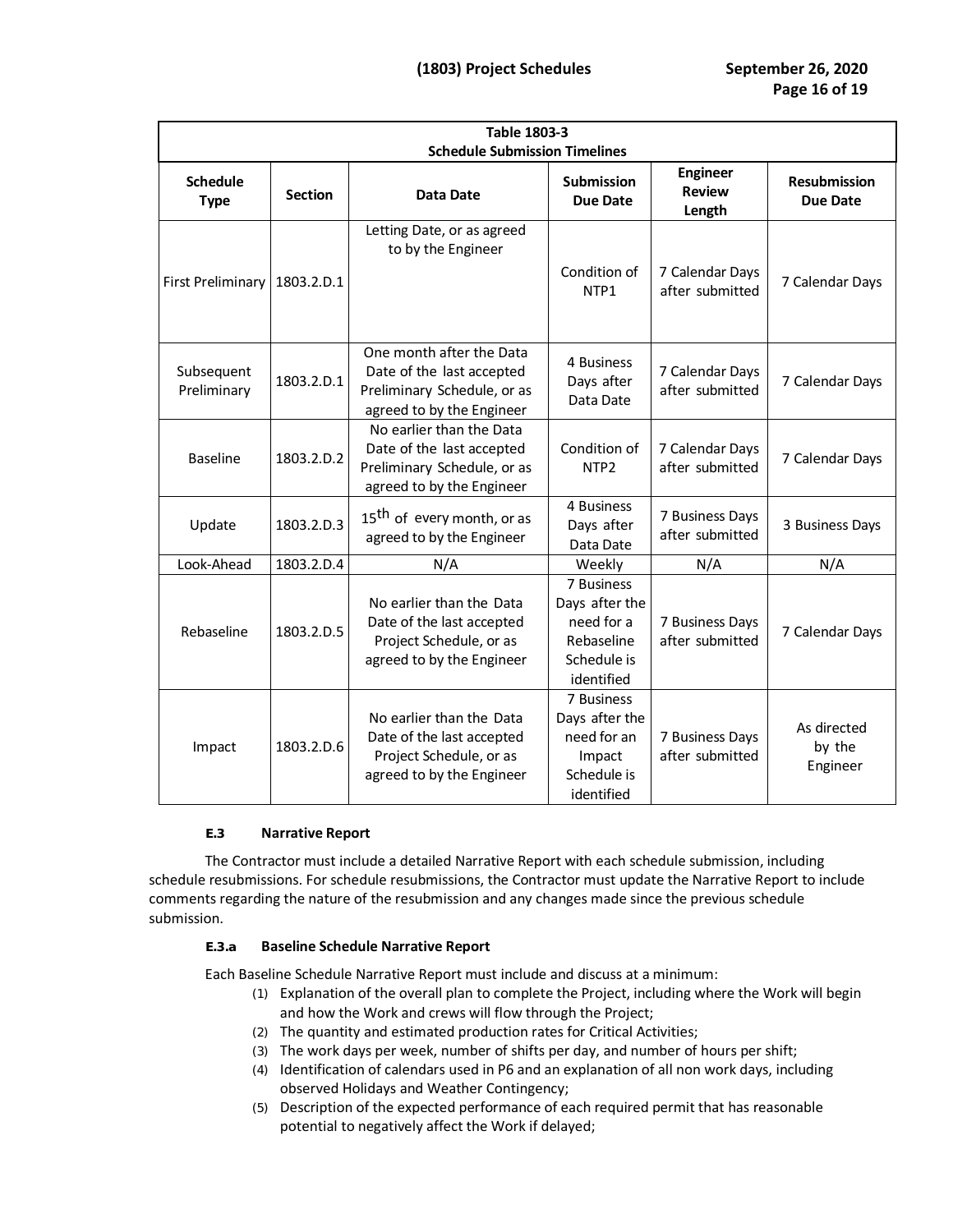| Table 1803-3 Schedule Submission Timelines | | | | | |
|---|---|---|---|---|---|
| **Schedule Type** | **Section** | **Data Date** | **Submission Due Date** | **Engineer Review Length** | **Resubmission Due Date** |
| First Preliminary | 1803.2.D.1 | Letting Date, or as agreed to by the Engineer | Condition of NTP1 | 7 Calendar Days after submitted | 7 Calendar Days |
| Subsequent Preliminary | 1803.2.D.1 | One month after the Data Date of the last accepted Preliminary Schedule, or as agreed to by the Engineer | 4 Business Days after Data Date | 7 Calendar Days after submitted | 7 Calendar Days |
| Baseline | 1803.2.D.2 | No earlier than the Data Date of the last accepted Preliminary Schedule, or as agreed to by the Engineer | Condition of NTP2 | 7 Calendar Days after submitted | 7 Calendar Days |
| Update | 1803.2.D.3 | 15th of every month, or as agreed to by the Engineer | 4 Business Days after Data Date | 7 Business Days after submitted | 3 Business Days |
| Look-Ahead | 1803.2.D.4 | N/A | Weekly | N/A | N/A |
| Rebaseline | 1803.2.D.5 | No earlier than the Data Date of the last accepted Project Schedule, or as agreed to by the Engineer | 7 Business Days after the need for a Rebaseline Schedule is identified | 7 Business Days after submitted | 7 Calendar Days |
| Impact | 1803.2.D.6 | No earlier than the Data Date of the last accepted Project Schedule, or as agreed to by the Engineer | 7 Business Days after the need for an Impact Schedule is identified | 7 Business Days after submitted | As directed by the Engineer |

#### E.3 Narrative Report

The Contractor must include a detailed Narrative Report with each schedule submission, including schedule resubmissions. For schedule resubmissions, the Contractor must update the Narrative Report to include comments regarding the nature of the resubmission and any changes made since the previous schedule submission.

#### E.3.a Baseline Schedule Narrative Report

Each Baseline Schedule Narrative Report must include and discuss at a minimum:

(1) Explanation of the overall plan to complete the Project, including where the Work will begin and how the Work and crews will flow through the Project;
(2) The quantity and estimated production rates for Critical Activities;
(3) The work days per week, number of shifts per day, and number of hours per shift;
(4) Identification of calendars used in P6 and an explanation of all non work days, including observed Holidays and Weather Contingency;
(5) Description of the expected performance of each required permit that has reasonable potential to negatively affect the Work if delayed;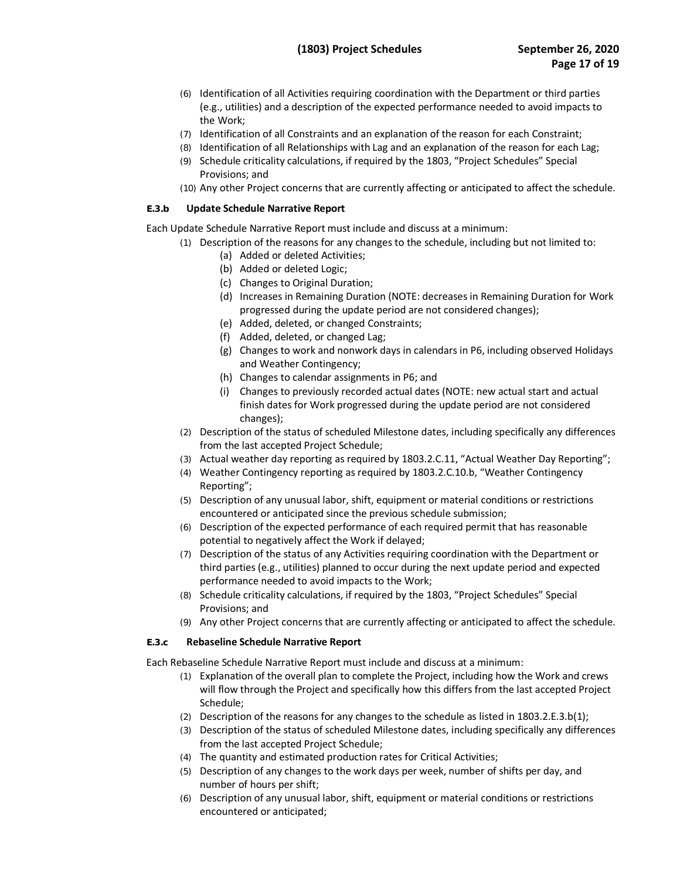(6) Identification of all Activities requiring coordination with the Department or third parties (e.g., utilities) and a description of the expected performance needed to avoid impacts to the Work;
(7) Identification of all Constraints and an explanation of the reason for each Constraint;
(8) Identification of all Relationships with Lag and an explanation of the reason for each Lag;
(9) Schedule criticality calculations, if required by the 1803, "Project Schedules" Special Provisions; and
(10) Any other Project concerns that are currently affecting or anticipated to affect the schedule.

#### E.3.b Update Schedule Narrative Report

Each Update Schedule Narrative Report must include and discuss at a minimum:

(1) Description of the reasons for any changes to the schedule, including but not limited to:
   (a) Added or deleted Activities;
   (b) Added or deleted Logic;
   (c) Changes to Original Duration;
   (d) Increases in Remaining Duration (NOTE: decreases in Remaining Duration for Work progressed during the update period are not considered changes);
   (e) Added, deleted, or changed Constraints;
   (f) Added, deleted, or changed Lag;
   (g) Changes to work and nonwork days in calendars in P6, including observed Holidays and Weather Contingency;
   (h) Changes to calendar assignments in P6; and
   (i) Changes to previously recorded actual dates (NOTE: new actual start and actual finish dates for Work progressed during the update period are not considered changes);
(2) Description of the status of scheduled Milestone dates, including specifically any differences from the last accepted Project Schedule;
(3) Actual weather day reporting as required by 1803.2.C.11, "Actual Weather Day Reporting";
(4) Weather Contingency reporting as required by 1803.2.C.10.b, "Weather Contingency Reporting";
(5) Description of any unusual labor, shift, equipment or material conditions or restrictions encountered or anticipated since the previous schedule submission;
(6) Description of the expected performance of each required permit that has reasonable potential to negatively affect the Work if delayed;
(7) Description of the status of any Activities requiring coordination with the Department or third parties (e.g., utilities) planned to occur during the next update period and expected performance needed to avoid impacts to the Work;
(8) Schedule criticality calculations, if required by the 1803, "Project Schedules" Special Provisions; and
(9) Any other Project concerns that are currently affecting or anticipated to affect the schedule.

#### E.3.c Rebaseline Schedule Narrative Report

Each Rebaseline Schedule Narrative Report must include and discuss at a minimum:

(1) Explanation of the overall plan to complete the Project, including how the Work and crews will flow through the Project and specifically how this differs from the last accepted Project Schedule;
(2) Description of the reasons for any changes to the schedule as listed in 1803.2.E.3.b(1);
(3) Description of the status of scheduled Milestone dates, including specifically any differences from the last accepted Project Schedule;
(4) The quantity and estimated production rates for Critical Activities;
(5) Description of any changes to the work days per week, number of shifts per day, and number of hours per shift;
(6) Description of any unusual labor, shift, equipment or material conditions or restrictions encountered or anticipated;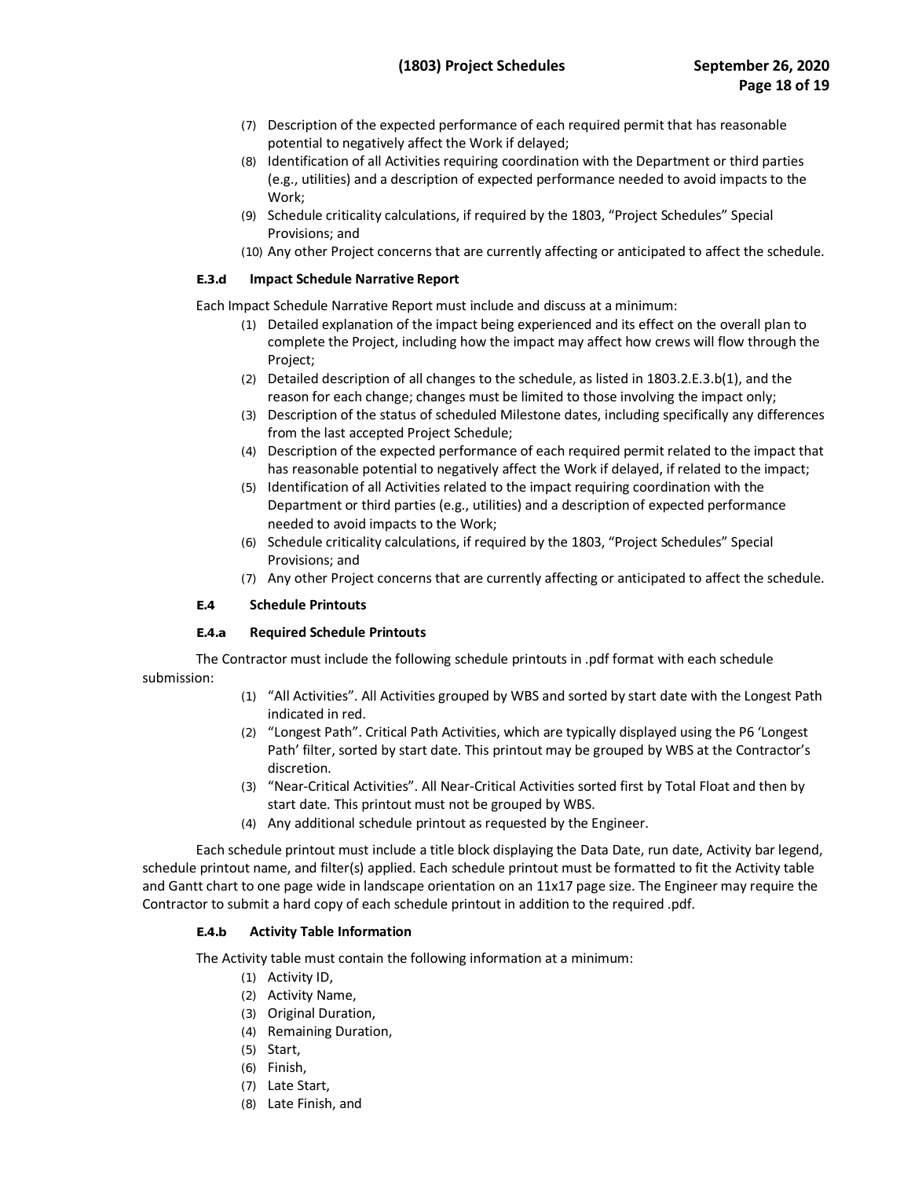(7) Description of the expected performance of each required permit that has reasonable potential to negatively affect the Work if delayed;
(8) Identification of all Activities requiring coordination with the Department or third parties (e.g., utilities) and a description of expected performance needed to avoid impacts to the Work;
(9) Schedule criticality calculations, if required by the 1803, "Project Schedules" Special Provisions; and
(10) Any other Project concerns that are currently affecting or anticipated to affect the schedule.

#### E.3.d Impact Schedule Narrative Report

Each Impact Schedule Narrative Report must include and discuss at a minimum:

(1) Detailed explanation of the impact being experienced and its effect on the overall plan to complete the Project, including how the impact may affect how crews will flow through the Project;
(2) Detailed description of all changes to the schedule, as listed in 1803.2.E.3.b(1), and the reason for each change; changes must be limited to those involving the impact only;
(3) Description of the status of scheduled Milestone dates, including specifically any differences from the last accepted Project Schedule;
(4) Description of the expected performance of each required permit related to the impact that has reasonable potential to negatively affect the Work if delayed, if related to the impact;
(5) Identification of all Activities related to the impact requiring coordination with the Department or third parties (e.g., utilities) and a description of expected performance needed to avoid impacts to the Work;
(6) Schedule criticality calculations, if required by the 1803, "Project Schedules" Special Provisions; and
(7) Any other Project concerns that are currently affecting or anticipated to affect the schedule.

### E.4 Schedule Printouts

#### E.4.a Required Schedule Printouts

The Contractor must include the following schedule printouts in .pdf format with each schedule submission:

(1) "All Activities". All Activities grouped by WBS and sorted by start date with the Longest Path indicated in red.
(2) "Longest Path". Critical Path Activities, which are typically displayed using the P6 'Longest Path' filter, sorted by start date. This printout may be grouped by WBS at the Contractor's discretion.
(3) "Near-Critical Activities". All Near-Critical Activities sorted first by Total Float and then by start date. This printout must not be grouped by WBS.
(4) Any additional schedule printout as requested by the Engineer.

Each schedule printout must include a title block displaying the Data Date, run date, Activity bar legend, schedule printout name, and filter(s) applied. Each schedule printout must be formatted to fit the Activity table and Gantt chart to one page wide in landscape orientation on an 11x17 page size. The Engineer may require the Contractor to submit a hard copy of each schedule printout in addition to the required .pdf.

#### E.4.b Activity Table Information

The Activity table must contain the following information at a minimum:

(1) Activity ID,
(2) Activity Name,
(3) Original Duration,
(4) Remaining Duration,
(5) Start,
(6) Finish,
(7) Late Start,
(8) Late Finish, and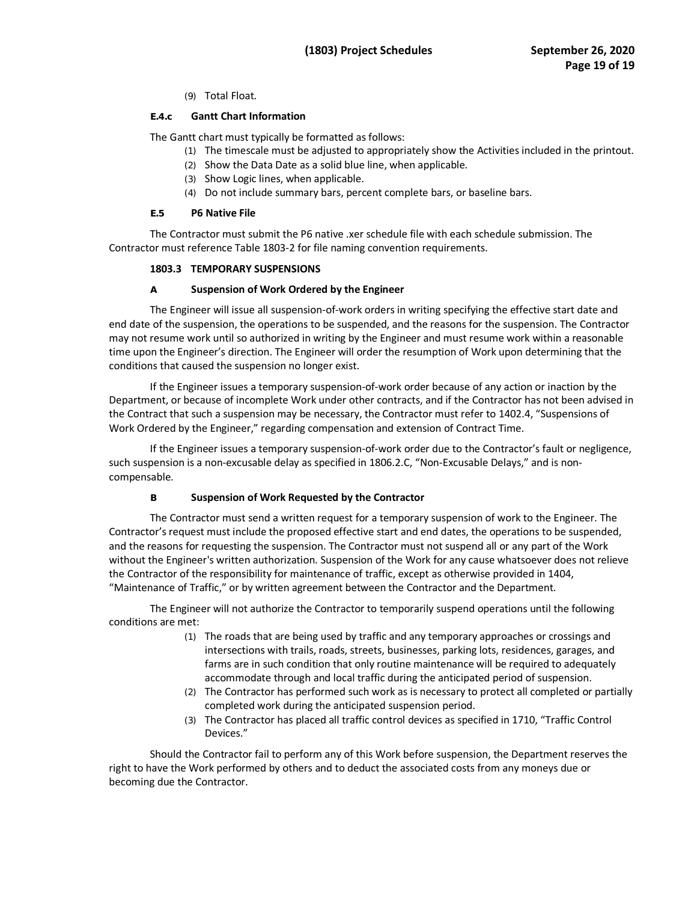(9) Total Float.

#### E.4.c Gantt Chart Information

The Gantt chart must typically be formatted as follows:

(1) The timescale must be adjusted to appropriately show the Activities included in the printout.
(2) Show the Data Date as a solid blue line, when applicable.
(3) Show Logic lines, when applicable.
(4) Do not include summary bars, percent complete bars, or baseline bars.

### E.5 P6 Native File

The Contractor must submit the P6 native .xer schedule file with each schedule submission. The Contractor must reference Table 1803-2 for file naming convention requirements.

## 1803.3 TEMPORARY SUSPENSIONS

### A Suspension of Work Ordered by the Engineer

The Engineer will issue all suspension-of-work orders in writing specifying the effective start date and end date of the suspension, the operations to be suspended, and the reasons for the suspension. The Contractor may not resume work until so authorized in writing by the Engineer and must resume work within a reasonable time upon the Engineer's direction. The Engineer will order the resumption of Work upon determining that the conditions that caused the suspension no longer exist.

If the Engineer issues a temporary suspension-of-work order because of any action or inaction by the Department, or because of incomplete Work under other contracts, and if the Contractor has not been advised in the Contract that such a suspension may be necessary, the Contractor must refer to 1402.4, "Suspensions of Work Ordered by the Engineer," regarding compensation and extension of Contract Time.

If the Engineer issues a temporary suspension-of-work order due to the Contractor's fault or negligence, such suspension is a non-excusable delay as specified in 1806.2.C, "Non-Excusable Delays," and is non-compensable.

### B Suspension of Work Requested by the Contractor

The Contractor must send a written request for a temporary suspension of work to the Engineer. The Contractor's request must include the proposed effective start and end dates, the operations to be suspended, and the reasons for requesting the suspension. The Contractor must not suspend all or any part of the Work without the Engineer's written authorization. Suspension of the Work for any cause whatsoever does not relieve the Contractor of the responsibility for maintenance of traffic, except as otherwise provided in 1404, "Maintenance of Traffic," or by written agreement between the Contractor and the Department.

The Engineer will not authorize the Contractor to temporarily suspend operations until the following conditions are met:

(1) The roads that are being used by traffic and any temporary approaches or crossings and intersections with trails, roads, streets, businesses, parking lots, residences, garages, and farms are in such condition that only routine maintenance will be required to adequately accommodate through and local traffic during the anticipated period of suspension.
(2) The Contractor has performed such work as is necessary to protect all completed or partially completed work during the anticipated suspension period.
(3) The Contractor has placed all traffic control devices as specified in 1710, "Traffic Control Devices."

Should the Contractor fail to perform any of this Work before suspension, the Department reserves the right to have the Work performed by others and to deduct the associated costs from any moneys due or becoming due the Contractor.